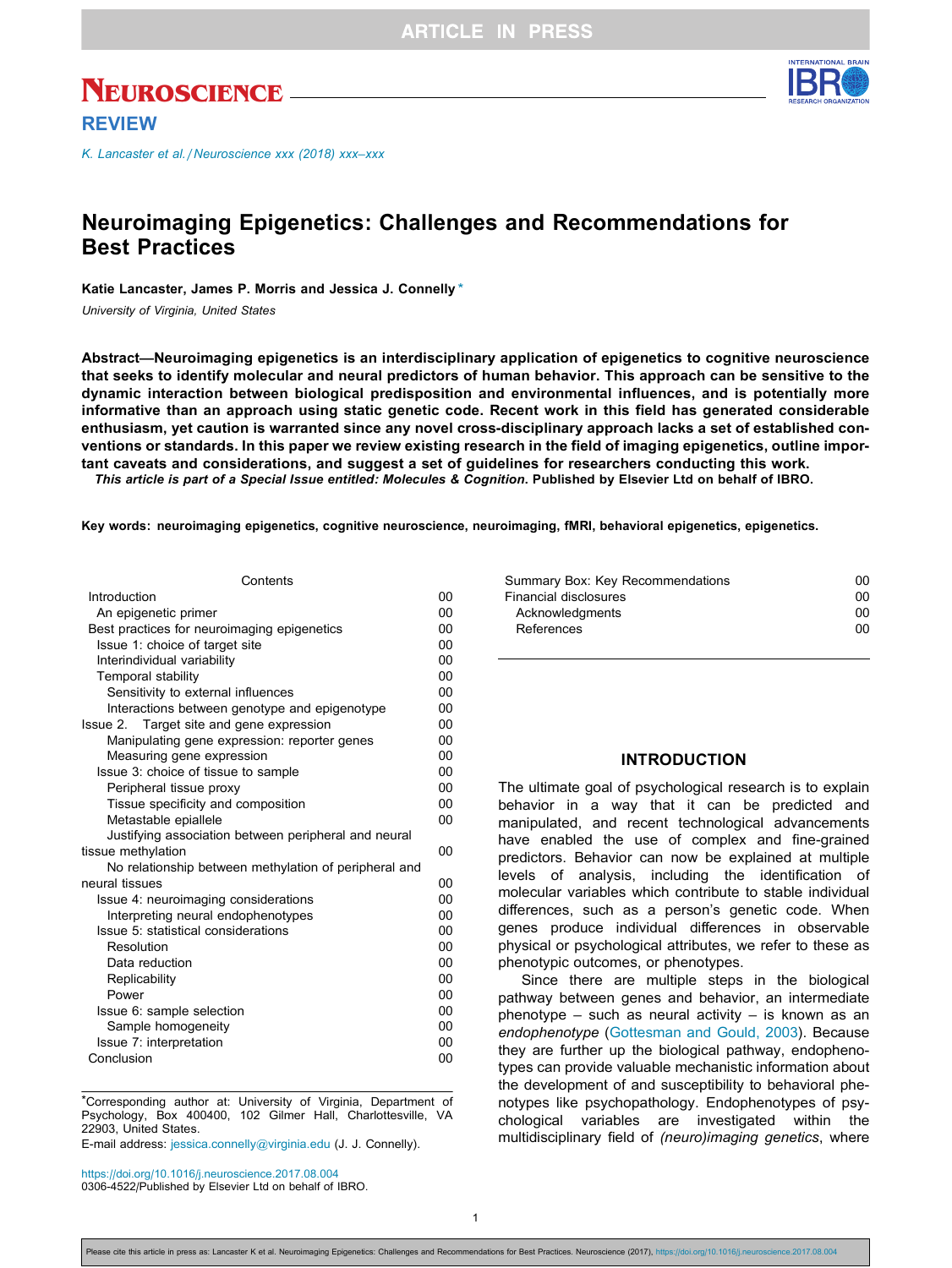NEUROSCIENCE

REVIEW

# Neuroimaging Epigenetics: Challenges and Recommendations for Best Practices

Katie Lancaster, James P. Morris and Jessica J. Connelly *

*University of Virginia, United States*

**Abstract—Neuroimaging epigenetics is an interdisciplinary application of epigenetics to cognitive neuroscience that seeks to identify molecular and neural predictors of human behavior. This approach can be sensitive to the dynamic interaction between biological predisposition and environmental influences, and is potentially more informative than an approach using static genetic code. Recent work in this field has generated considerable enthusiasm, yet caution is warranted since any novel cross-disciplinary approach lacks a set of established conventions or standards. In this paper we review existing research in the field of imaging epigenetics, outline important caveats and considerations, and suggest a set of guidelines for researchers conducting this work.**

***This article is part of a Special Issue entitled: Molecules & Cognition.* Published by Elsevier Ltd on behalf of IBRO.**

**Key words: neuroimaging epigenetics, cognitive neuroscience, neuroimaging, fMRI, behavioral epigenetics, epigenetics.**

| Contents | |
|---|---|
| Introduction | 00 |
| An epigenetic primer | 00 |
| Best practices for neuroimaging epigenetics | 00 |
| Issue 1: choice of target site | 00 |
| Interindividual variability | 00 |
| Temporal stability | 00 |
| Sensitivity to external influences | 00 |
| Interactions between genotype and epigenotype | 00 |
| Issue 2. Target site and gene expression | 00 |
| Manipulating gene expression: reporter genes | 00 |
| Measuring gene expression | 00 |
| Issue 3: choice of tissue to sample | 00 |
| Peripheral tissue proxy | 00 |
| Tissue specificity and composition | 00 |
| Metastable epiallele | 00 |
| Justifying association between peripheral and neural tissue methylation | 00 |
| No relationship between methylation of peripheral and neural tissues | 00 |
| Issue 4: neuroimaging considerations | 00 |
| Interpreting neural endophenotypes | 00 |
| Issue 5: statistical considerations | 00 |
| Resolution | 00 |
| Data reduction | 00 |
| Replicability | 00 |
| Power | 00 |
| Issue 6: sample selection | 00 |
| Sample homogeneity | 00 |
| Issue 7: interpretation | 00 |
| Conclusion | 00 |
| Summary Box: Key Recommendations | 00 |
| Financial disclosures | 00 |
| Acknowledgments | 00 |
| References | 00 |

*Corresponding author at: University of Virginia, Department of Psychology, Box 400400, 102 Gilmer Hall, Charlottesville, VA 22903, United States.
E-mail address: jessica.connelly@virginia.edu (J. J. Connelly).

https://doi.org/10.1016/j.neuroscience.2017.08.004
0306-4522/Published by Elsevier Ltd on behalf of IBRO.

## INTRODUCTION

The ultimate goal of psychological research is to explain behavior in a way that it can be predicted and manipulated, and recent technological advancements have enabled the use of complex and fine-grained predictors. Behavior can now be explained at multiple levels of analysis, including the identification of molecular variables which contribute to stable individual differences, such as a person's genetic code. When genes produce individual differences in observable physical or psychological attributes, we refer to these as phenotypic outcomes, or phenotypes.

Since there are multiple steps in the biological pathway between genes and behavior, an intermediate phenotype – such as neural activity – is known as an *endophenotype* (Gottesman and Gould, 2003). Because they are further up the biological pathway, endophenotypes can provide valuable mechanistic information about the development of and susceptibility to behavioral phenotypes like psychopathology. Endophenotypes of psychological variables are investigated within the multidisciplinary field of *(neuro)imaging genetics*, where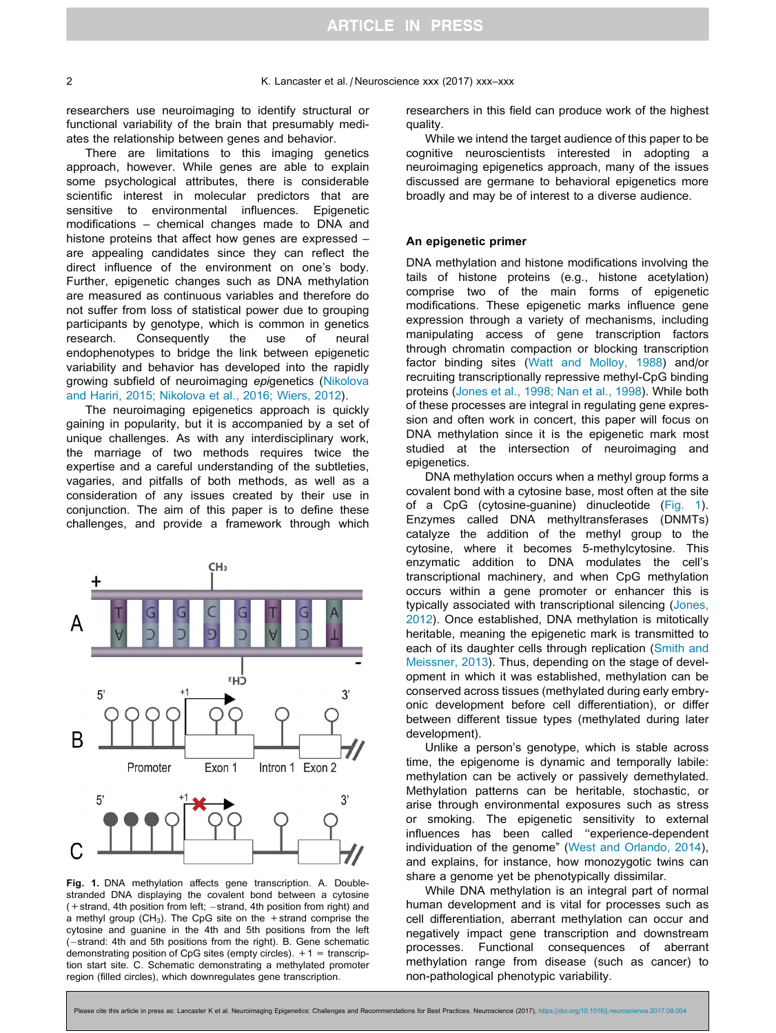researchers use neuroimaging to identify structural or functional variability of the brain that presumably mediates the relationship between genes and behavior.

There are limitations to this imaging genetics approach, however. While genes are able to explain some psychological attributes, there is considerable scientific interest in molecular predictors that are sensitive to environmental influences. Epigenetic modifications – chemical changes made to DNA and histone proteins that affect how genes are expressed – are appealing candidates since they can reflect the direct influence of the environment on one's body. Further, epigenetic changes such as DNA methylation are measured as continuous variables and therefore do not suffer from loss of statistical power due to grouping participants by genotype, which is common in genetics research. Consequently the use of neural endophenotypes to bridge the link between epigenetic variability and behavior has developed into the rapidly growing subfield of neuroimaging *epi*genetics (Nikolova and Hariri, 2015; Nikolova et al., 2016; Wiers, 2012).

The neuroimaging epigenetics approach is quickly gaining in popularity, but it is accompanied by a set of unique challenges. As with any interdisciplinary work, the marriage of two methods requires twice the expertise and a careful understanding of the subtleties, vagaries, and pitfalls of both methods, as well as a consideration of any issues created by their use in conjunction. The aim of this paper is to define these challenges, and provide a framework through which researchers in this field can produce work of the highest quality.

While we intend the target audience of this paper to be cognitive neuroscientists interested in adopting a neuroimaging epigenetics approach, many of the issues discussed are germane to behavioral epigenetics more broadly and may be of interest to a diverse audience.

**Fig. 1.** DNA methylation affects gene transcription. A. Double-stranded DNA displaying the covalent bond between a cytosine (+strand, 4th position from left; −strand, 4th position from right) and a methyl group ($CH_3$). The CpG site on the +strand comprise the cytosine and guanine in the 4th and 5th positions from the left (−strand: 4th and 5th positions from the right). B. Gene schematic demonstrating position of CpG sites (empty circles). +1 = transcription start site. C. Schematic demonstrating a methylated promoter region (filled circles), which downregulates gene transcription.

## An epigenetic primer

DNA methylation and histone modifications involving the tails of histone proteins (e.g., histone acetylation) comprise two of the main forms of epigenetic modifications. These epigenetic marks influence gene expression through a variety of mechanisms, including manipulating access of gene transcription factors through chromatin compaction or blocking transcription factor binding sites (Watt and Molloy, 1988) and/or recruiting transcriptionally repressive methyl-CpG binding proteins (Jones et al., 1998; Nan et al., 1998). While both of these processes are integral in regulating gene expression and often work in concert, this paper will focus on DNA methylation since it is the epigenetic mark most studied at the intersection of neuroimaging and epigenetics.

DNA methylation occurs when a methyl group forms a covalent bond with a cytosine base, most often at the site of a CpG (cytosine-guanine) dinucleotide (Fig. 1). Enzymes called DNA methyltransferases (DNMTs) catalyze the addition of the methyl group to the cytosine, where it becomes 5-methylcytosine. This enzymatic addition to DNA modulates the cell's transcriptional machinery, and when CpG methylation occurs within a gene promoter or enhancer this is typically associated with transcriptional silencing (Jones, 2012). Once established, DNA methylation is mitotically heritable, meaning the epigenetic mark is transmitted to each of its daughter cells through replication (Smith and Meissner, 2013). Thus, depending on the stage of development in which it was established, methylation can be conserved across tissues (methylated during early embryonic development before cell differentiation), or differ between different tissue types (methylated during later development).

Unlike a person's genotype, which is stable across time, the epigenome is dynamic and temporally labile: methylation can be actively or passively demethylated. Methylation patterns can be heritable, stochastic, or arise through environmental exposures such as stress or smoking. The epigenetic sensitivity to external influences has been called "experience-dependent individuation of the genome" (West and Orlando, 2014), and explains, for instance, how monozygotic twins can share a genome yet be phenotypically dissimilar.

While DNA methylation is an integral part of normal human development and is vital for processes such as cell differentiation, aberrant methylation can occur and negatively impact gene transcription and downstream processes. Functional consequences of aberrant methylation range from disease (such as cancer) to non-pathological phenotypic variability.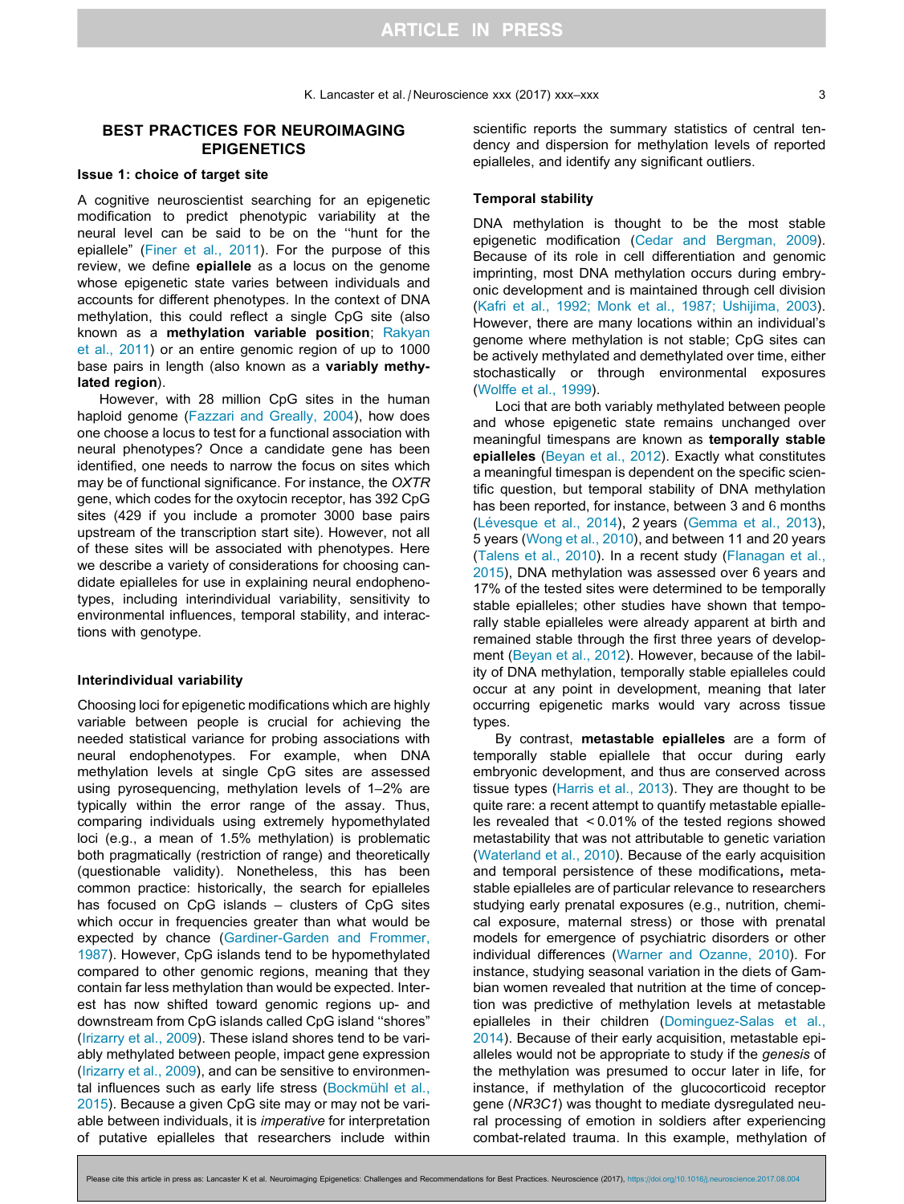## BEST PRACTICES FOR NEUROIMAGING EPIGENETICS

### Issue 1: choice of target site

A cognitive neuroscientist searching for an epigenetic modification to predict phenotypic variability at the neural level can be said to be on the "hunt for the epiallele" (Finer et al., 2011). For the purpose of this review, we define **epiallele** as a locus on the genome whose epigenetic state varies between individuals and accounts for different phenotypes. In the context of DNA methylation, this could reflect a single CpG site (also known as a **methylation variable position**; Rakyan et al., 2011) or an entire genomic region of up to 1000 base pairs in length (also known as a **variably methylated region**).

However, with 28 million CpG sites in the human haploid genome (Fazzari and Grealy, 2004), how does one choose a locus to test for a functional association with neural phenotypes? Once a candidate gene has been identified, one needs to narrow the focus on sites which may be of functional significance. For instance, the *OXTR* gene, which codes for the oxytocin receptor, has 392 CpG sites (429 if you include a promoter 3000 base pairs upstream of the transcription start site). However, not all of these sites will be associated with phenotypes. Here we describe a variety of considerations for choosing candidate epialleles for use in explaining neural endophenotypes, including interindividual variability, sensitivity to environmental influences, temporal stability, and interactions with genotype.

#### Interindividual variability

Choosing loci for epigenetic modifications which are highly variable between people is crucial for achieving the needed statistical variance for probing associations with neural endophenotypes. For example, when DNA methylation levels at single CpG sites are assessed using pyrosequencing, methylation levels of 1–2% are typically within the error range of the assay. Thus, comparing individuals using extremely hypomethylated loci (e.g., a mean of 1.5% methylation) is problematic both pragmatically (restriction of range) and theoretically (questionable validity). Nonetheless, this has been common practice: historically, the search for epialleles has focused on CpG islands – clusters of CpG sites which occur in frequencies greater than what would be expected by chance (Gardiner-Garden and Frommer, 1987). However, CpG islands tend to be hypomethylated compared to other genomic regions, meaning that they contain far less methylation than would be expected. Interest has now shifted toward genomic regions up- and downstream from CpG islands called CpG island "shores" (Irizarry et al., 2009). These island shores tend to be variably methylated between people, impact gene expression (Irizarry et al., 2009), and can be sensitive to environmental influences such as early life stress (Bockmühl et al., 2015). Because a given CpG site may or may not be variable between individuals, it is *imperative* for interpretation of putative epialleles that researchers include within scientific reports the summary statistics of central tendency and dispersion for methylation levels of reported epialleles, and identify any significant outliers.

#### Temporal stability

DNA methylation is thought to be the most stable epigenetic modification (Cedar and Bergman, 2009). Because of its role in cell differentiation and genomic imprinting, most DNA methylation occurs during embryonic development and is maintained through cell division (Kafri et al., 1992; Monk et al., 1987; Ushijima, 2003). However, there are many locations within an individual's genome where methylation is not stable; CpG sites can be actively methylated and demethylated over time, either stochastically or through environmental exposures (Wolffe et al., 1999).

Loci that are both variably methylated between people and whose epigenetic state remains unchanged over meaningful timespans are known as **temporally stable epialleles** (Beyan et al., 2012). Exactly what constitutes a meaningful timespan is dependent on the specific scientific question, but temporal stability of DNA methylation has been reported, for instance, between 3 and 6 months (Lévesque et al., 2014), 2 years (Gemma et al., 2013), 5 years (Wong et al., 2010), and between 11 and 20 years (Talens et al., 2010). In a recent study (Flanagan et al., 2015), DNA methylation was assessed over 6 years and 17% of the tested sites were determined to be temporally stable epialleles; other studies have shown that temporally stable epialleles were already apparent at birth and remained stable through the first three years of development (Beyan et al., 2012). However, because of the lability of DNA methylation, temporally stable epialleles could occur at any point in development, meaning that later occurring epigenetic marks would vary across tissue types.

By contrast, **metastable epialleles** are a form of temporally stable epiallele that occur during early embryonic development, and thus are conserved across tissue types (Harris et al., 2013). They are thought to be quite rare: a recent attempt to quantify metastable epialleles revealed that < 0.01% of the tested regions showed metastability that was not attributable to genetic variation (Waterland et al., 2010). Because of the early acquisition and temporal persistence of these modifications, metastable epialleles are of particular relevance to researchers studying early prenatal exposures (e.g., nutrition, chemical exposure, maternal stress) or those with prenatal models for emergence of psychiatric disorders or other individual differences (Warner and Ozanne, 2010). For instance, studying seasonal variation in the diets of Gambian women revealed that nutrition at the time of conception was predictive of methylation levels at metastable epialleles in their children (Dominguez-Salas et al., 2014). Because of their early acquisition, metastable epialleles would not be appropriate to study if the *genesis* of the methylation was presumed to occur later in life, for instance, if methylation of the glucocorticoid receptor gene (*NR3C1*) was thought to mediate dysregulated neural processing of emotion in soldiers after experiencing combat-related trauma. In this example, methylation of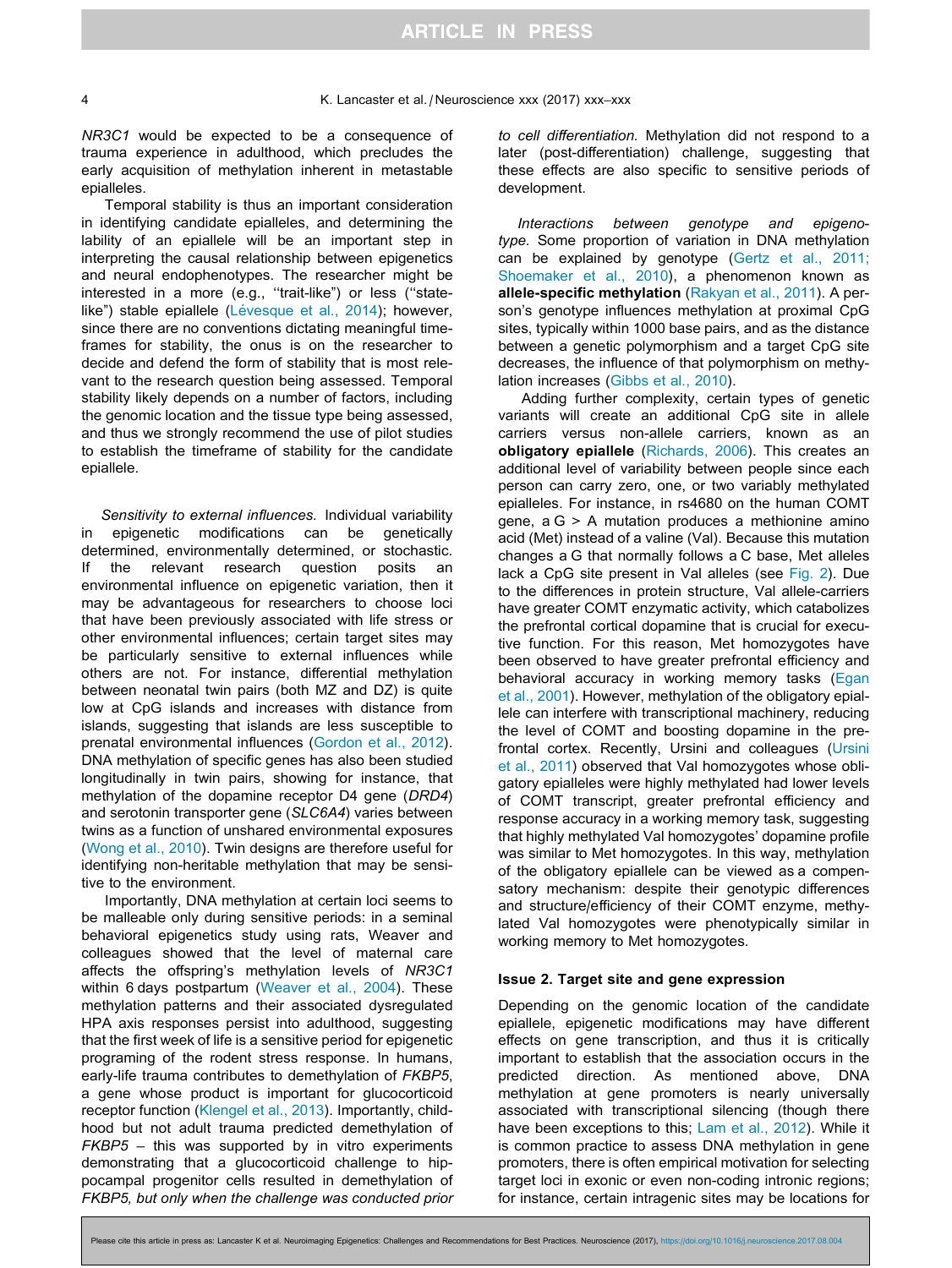*NR3C1* would be expected to be a consequence of trauma experience in adulthood, which precludes the early acquisition of methylation inherent in metastable epialleles.

Temporal stability is thus an important consideration in identifying candidate epialleles, and determining the lability of an epiallele will be an important step in interpreting the causal relationship between epigenetics and neural endophenotypes. The researcher might be interested in a more (e.g., ''trait-like'') or less (''state-like'') stable epiallele (Lévesque et al., 2014); however, since there are no conventions dictating meaningful timeframes for stability, the onus is on the researcher to decide and defend the form of stability that is most relevant to the research question being assessed. Temporal stability likely depends on a number of factors, including the genomic location and the tissue type being assessed, and thus we strongly recommend the use of pilot studies to establish the timeframe of stability for the candidate epiallele.

*Sensitivity to external influences.* Individual variability in epigenetic modifications can be genetically determined, environmentally determined, or stochastic. If the relevant research question posits an environmental influence on epigenetic variation, then it may be advantageous for researchers to choose loci that have been previously associated with life stress or other environmental influences; certain target sites may be particularly sensitive to external influences while others are not. For instance, differential methylation between neonatal twin pairs (both MZ and DZ) is quite low at CpG islands and increases with distance from islands, suggesting that islands are less susceptible to prenatal environmental influences (Gordon et al., 2012). DNA methylation of specific genes has also been studied longitudinally in twin pairs, showing for instance, that methylation of the dopamine receptor D4 gene (*DRD4*) and serotonin transporter gene (*SLC6A4*) varies between twins as a function of unshared environmental exposures (Wong et al., 2010). Twin designs are therefore useful for identifying non-heritable methylation that may be sensitive to the environment.

Importantly, DNA methylation at certain loci seems to be malleable only during sensitive periods: in a seminal behavioral epigenetics study using rats, Weaver and colleagues showed that the level of maternal care affects the offspring's methylation levels of *NR3C1* within 6 days postpartum (Weaver et al., 2004). These methylation patterns and their associated dysregulated HPA axis responses persist into adulthood, suggesting that the first week of life is a sensitive period for epigenetic programing of the rodent stress response. In humans, early-life trauma contributes to demethylation of *FKBP5*, a gene whose product is important for glucocorticoid receptor function (Klengel et al., 2013). Importantly, childhood but not adult trauma predicted demethylation of *FKBP5* – this was supported by in vitro experiments demonstrating that a glucocorticoid challenge to hippocampal progenitor cells resulted in demethylation of *FKBP5, but only when the challenge was conducted prior to cell differentiation.* Methylation did not respond to a later (post-differentiation) challenge, suggesting that these effects are also specific to sensitive periods of development.

*Interactions between genotype and epigenotype.* Some proportion of variation in DNA methylation can be explained by genotype (Gertz et al., 2011; Shoemaker et al., 2010), a phenomenon known as **allele-specific methylation** (Rakyan et al., 2011). A person's genotype influences methylation at proximal CpG sites, typically within 1000 base pairs, and as the distance between a genetic polymorphism and a target CpG site decreases, the influence of that polymorphism on methylation increases (Gibbs et al., 2010).

Adding further complexity, certain types of genetic variants will create an additional CpG site in allele carriers versus non-allele carriers, known as an **obligatory epiallele** (Richards, 2006). This creates an additional level of variability between people since each person can carry zero, one, or two variably methylated epialleles. For instance, in rs4680 on the human COMT gene, a G > A mutation produces a methionine amino acid (Met) instead of a valine (Val). Because this mutation changes a G that normally follows a C base, Met alleles lack a CpG site present in Val alleles (see Fig. 2). Due to the differences in protein structure, Val allele-carriers have greater COMT enzymatic activity, which catabolizes the prefrontal cortical dopamine that is crucial for executive function. For this reason, Met homozygotes have been observed to have greater prefrontal efficiency and behavioral accuracy in working memory tasks (Egan et al., 2001). However, methylation of the obligatory epiallele can interfere with transcriptional machinery, reducing the level of COMT and boosting dopamine in the prefrontal cortex. Recently, Ursini and colleagues (Ursini et al., 2011) observed that Val homozygotes whose obligatory epialleles were highly methylated had lower levels of COMT transcript, greater prefrontal efficiency and response accuracy in a working memory task, suggesting that highly methylated Val homozygotes' dopamine profile was similar to Met homozygotes. In this way, methylation of the obligatory epiallele can be viewed as a compensatory mechanism: despite their genotypic differences and structure/efficiency of their COMT enzyme, methylated Val homozygotes were phenotypically similar in working memory to Met homozygotes.

## Issue 2. Target site and gene expression

Depending on the genomic location of the candidate epiallele, epigenetic modifications may have different effects on gene transcription, and thus it is critically important to establish that the association occurs in the predicted direction. As mentioned above, DNA methylation at gene promoters is nearly universally associated with transcriptional silencing (though there have been exceptions to this; Lam et al., 2012). While it is common practice to assess DNA methylation in gene promoters, there is often empirical motivation for selecting target loci in exonic or even non-coding intronic regions; for instance, certain intragenic sites may be locations for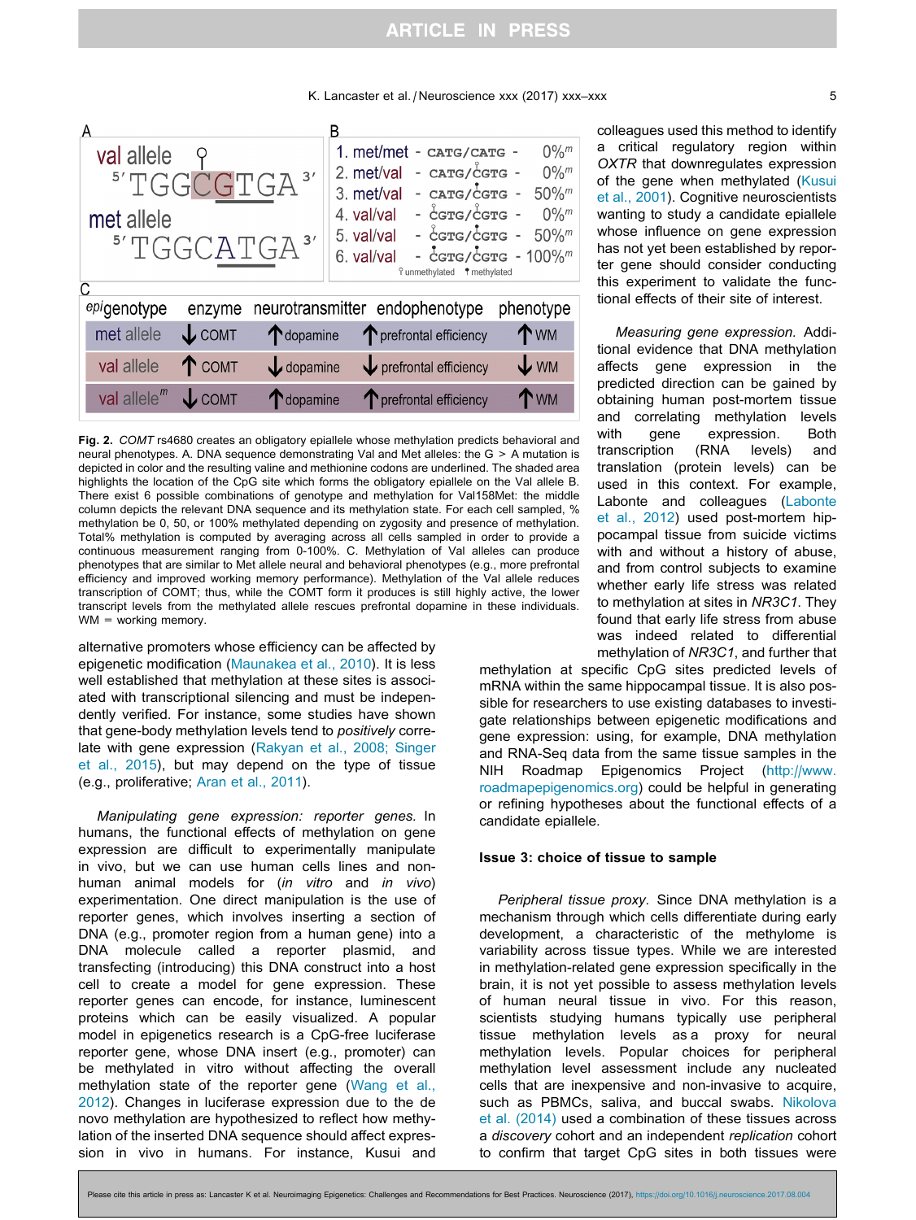| A | | B | | | |
|---|---|---|---|---|---|
| val allele | 5′TGGCGTGA3′ | 1. met/met | CATG/CATG | 0%$^m$ | |
| met allele | 5′TGGCATGA3′ | 2. met/val | CATG/CGTG | 0%$^m$ | |
| | | 3. met/val | CATG/CGTG | 50%$^m$ | |
| | | 4. val/val | CGTG/CGTG | 0%$^m$ | |
| | | 5. val/val | CGTG/CGTG | 50%$^m$ | |
| | | 6. val/val | CGTG/CGTG | 100%$^m$ | |

C

| epigenotype | enzyme | neurotransmitter | endophenotype | phenotype |
|---|---|---|---|---|
| met allele | ↓ COMT | ↑ dopamine | ↑ prefrontal efficiency | ↑ WM |
| val allele | ↑ COMT | ↓ dopamine | ↓ prefrontal efficiency | ↓ WM |
| val allele$^m$ | ↓ COMT | ↑ dopamine | ↑ prefrontal efficiency | ↑ WM |

**Fig. 2.** *COMT* rs4680 creates an obligatory epiallele whose methylation predicts behavioral and neural phenotypes. A. DNA sequence demonstrating Val and Met alleles: the G > A mutation is depicted in color and the resulting valine and methionine codons are underlined. The shaded area highlights the location of the CpG site which forms the obligatory epiallele on the Val allele B. There exist 6 possible combinations of genotype and methylation for Val158Met: the middle column depicts the relevant DNA sequence and its methylation state. For each cell sampled, % methylation be 0, 50, or 100% methylated depending on zygosity and presence of methylation. Total% methylation is computed by averaging across all cells sampled in order to provide a continuous measurement ranging from 0-100%. C. Methylation of Val alleles can produce phenotypes that are similar to Met allele neural and behavioral phenotypes (e.g., more prefrontal efficiency and improved working memory performance). Methylation of the Val allele reduces transcription of COMT; thus, while the COMT form it produces is still highly active, the lower transcript levels from the methylated allele rescues prefrontal dopamine in these individuals. WM = working memory.

alternative promoters whose efficiency can be affected by epigenetic modification (Maunakea et al., 2010). It is less well established that methylation at these sites is associated with transcriptional silencing and must be independently verified. For instance, some studies have shown that gene-body methylation levels tend to *positively* correlate with gene expression (Rakyan et al., 2008; Singer et al., 2015), but may depend on the type of tissue (e.g., proliferative; Aran et al., 2011).

*Manipulating gene expression: reporter genes.* In humans, the functional effects of methylation on gene expression are difficult to experimentally manipulate in vivo, but we can use human cells lines and non-human animal models for (*in vitro* and *in vivo*) experimentation. One direct manipulation is the use of reporter genes, which involves inserting a section of DNA (e.g., promoter region from a human gene) into a DNA molecule called a reporter plasmid, and transfecting (introducing) this DNA construct into a host cell to create a model for gene expression. These reporter genes can encode, for instance, luminescent proteins which can be easily visualized. A popular model in epigenetics research is a CpG-free luciferase reporter gene, whose DNA insert (e.g., promoter) can be methylated in vitro without affecting the overall methylation state of the reporter gene (Wang et al., 2012). Changes in luciferase expression due to the de novo methylation are hypothesized to reflect how methylation of the inserted DNA sequence should affect expression in vivo in humans. For instance, Kusui and colleagues used this method to identify a critical regulatory region within *OXTR* that downregulates expression of the gene when methylated (Kusui et al., 2001). Cognitive neuroscientists wanting to study a candidate epiallele whose influence on gene expression has not yet been established by reporter gene should consider conducting this experiment to validate the functional effects of their site of interest.

*Measuring gene expression.* Additional evidence that DNA methylation affects gene expression in the predicted direction can be gained by obtaining human post-mortem tissue and correlating methylation levels with gene expression. Both transcription (RNA levels) and translation (protein levels) can be used in this context. For example, Labonte and colleagues (Labonte et al., 2012) used post-mortem hippocampal tissue from suicide victims with and without a history of abuse, and from control subjects to examine whether early life stress was related to methylation at sites in *NR3C1*. They found that early life stress from abuse was indeed related to differential methylation of *NR3C1*, and further that methylation at specific CpG sites predicted levels of mRNA within the same hippocampal tissue. It is also possible for researchers to use existing databases to investigate relationships between epigenetic modifications and gene expression: using, for example, DNA methylation and RNA-Seq data from the same tissue samples in the NIH Roadmap Epigenomics Project (http://www.roadmapepigenomics.org) could be helpful in generating or refining hypotheses about the functional effects of a candidate epiallele.

### Issue 3: choice of tissue to sample

*Peripheral tissue proxy.* Since DNA methylation is a mechanism through which cells differentiate during early development, a characteristic of the methylome is variability across tissue types. While we are interested in methylation-related gene expression specifically in the brain, it is not yet possible to assess methylation levels of human neural tissue in vivo. For this reason, scientists studying humans typically use peripheral tissue methylation levels as a proxy for neural methylation levels. Popular choices for peripheral methylation level assessment include any nucleated cells that are inexpensive and non-invasive to acquire, such as PBMCs, saliva, and buccal swabs. Nikolova et al. (2014) used a combination of these tissues across a *discovery* cohort and an independent *replication* cohort to confirm that target CpG sites in both tissues were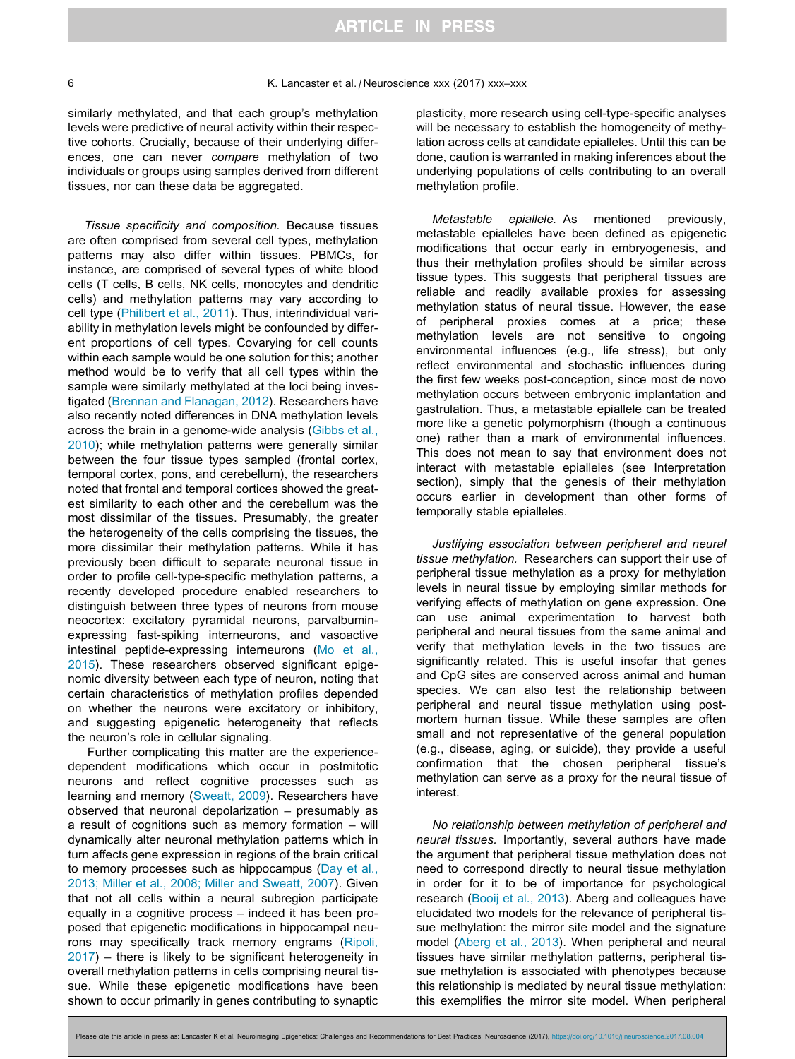similarly methylated, and that each group's methylation levels were predictive of neural activity within their respective cohorts. Crucially, because of their underlying differences, one can never *compare* methylation of two individuals or groups using samples derived from different tissues, nor can these data be aggregated.

*Tissue specificity and composition.* Because tissues are often comprised from several cell types, methylation patterns may also differ within tissues. PBMCs, for instance, are comprised of several types of white blood cells (T cells, B cells, NK cells, monocytes and dendritic cells) and methylation patterns may vary according to cell type (Philibert et al., 2011). Thus, interindividual variability in methylation levels might be confounded by different proportions of cell types. Covarying for cell counts within each sample would be one solution for this; another method would be to verify that all cell types within the sample were similarly methylated at the loci being investigated (Brennan and Flanagan, 2012). Researchers have also recently noted differences in DNA methylation levels across the brain in a genome-wide analysis (Gibbs et al., 2010); while methylation patterns were generally similar between the four tissue types sampled (frontal cortex, temporal cortex, pons, and cerebellum), the researchers noted that frontal and temporal cortices showed the greatest similarity to each other and the cerebellum was the most dissimilar of the tissues. Presumably, the greater the heterogeneity of the cells comprising the tissues, the more dissimilar their methylation patterns. While it has previously been difficult to separate neuronal tissue in order to profile cell-type-specific methylation patterns, a recently developed procedure enabled researchers to distinguish between three types of neurons from mouse neocortex: excitatory pyramidal neurons, parvalbumin-expressing fast-spiking interneurons, and vasoactive intestinal peptide-expressing interneurons (Mo et al., 2015). These researchers observed significant epigenomic diversity between each type of neuron, noting that certain characteristics of methylation profiles depended on whether the neurons were excitatory or inhibitory, and suggesting epigenetic heterogeneity that reflects the neuron's role in cellular signaling.

Further complicating this matter are the experience-dependent modifications which occur in postmitotic neurons and reflect cognitive processes such as learning and memory (Sweatt, 2009). Researchers have observed that neuronal depolarization – presumably as a result of cognitions such as memory formation – will dynamically alter neuronal methylation patterns which in turn affects gene expression in regions of the brain critical to memory processes such as hippocampus (Day et al., 2013; Miller et al., 2008; Miller and Sweatt, 2007). Given that not all cells within a neural subregion participate equally in a cognitive process – indeed it has been proposed that epigenetic modifications in hippocampal neurons may specifically track memory engrams (Ripoli, 2017) – there is likely to be significant heterogeneity in overall methylation patterns in cells comprising neural tissue. While these epigenetic modifications have been shown to occur primarily in genes contributing to synaptic plasticity, more research using cell-type-specific analyses will be necessary to establish the homogeneity of methylation across cells at candidate epialleles. Until this can be done, caution is warranted in making inferences about the underlying populations of cells contributing to an overall methylation profile.

*Metastable epiallele.* As mentioned previously, metastable epialleles have been defined as epigenetic modifications that occur early in embryogenesis, and thus their methylation profiles should be similar across tissue types. This suggests that peripheral tissues are reliable and readily available proxies for assessing methylation status of neural tissue. However, the ease of peripheral proxies comes at a price; these methylation levels are not sensitive to ongoing environmental influences (e.g., life stress), but only reflect environmental and stochastic influences during the first few weeks post-conception, since most de novo methylation occurs between embryonic implantation and gastrulation. Thus, a metastable epiallele can be treated more like a genetic polymorphism (though a continuous one) rather than a mark of environmental influences. This does not mean to say that environment does not interact with metastable epialleles (see Interpretation section), simply that the genesis of their methylation occurs earlier in development than other forms of temporally stable epialleles.

*Justifying association between peripheral and neural tissue methylation.* Researchers can support their use of peripheral tissue methylation as a proxy for methylation levels in neural tissue by employing similar methods for verifying effects of methylation on gene expression. One can use animal experimentation to harvest both peripheral and neural tissues from the same animal and verify that methylation levels in the two tissues are significantly related. This is useful insofar that genes and CpG sites are conserved across animal and human species. We can also test the relationship between peripheral and neural tissue methylation using post-mortem human tissue. While these samples are often small and not representative of the general population (e.g., disease, aging, or suicide), they provide a useful confirmation that the chosen peripheral tissue's methylation can serve as a proxy for the neural tissue of interest.

*No relationship between methylation of peripheral and neural tissues.* Importantly, several authors have made the argument that peripheral tissue methylation does not need to correspond directly to neural tissue methylation in order for it to be of importance for psychological research (Booij et al., 2013). Aberg and colleagues have elucidated two models for the relevance of peripheral tissue methylation: the mirror site model and the signature model (Aberg et al., 2013). When peripheral and neural tissues have similar methylation patterns, peripheral tissue methylation is associated with phenotypes because this relationship is mediated by neural tissue methylation: this exemplifies the mirror site model. When peripheral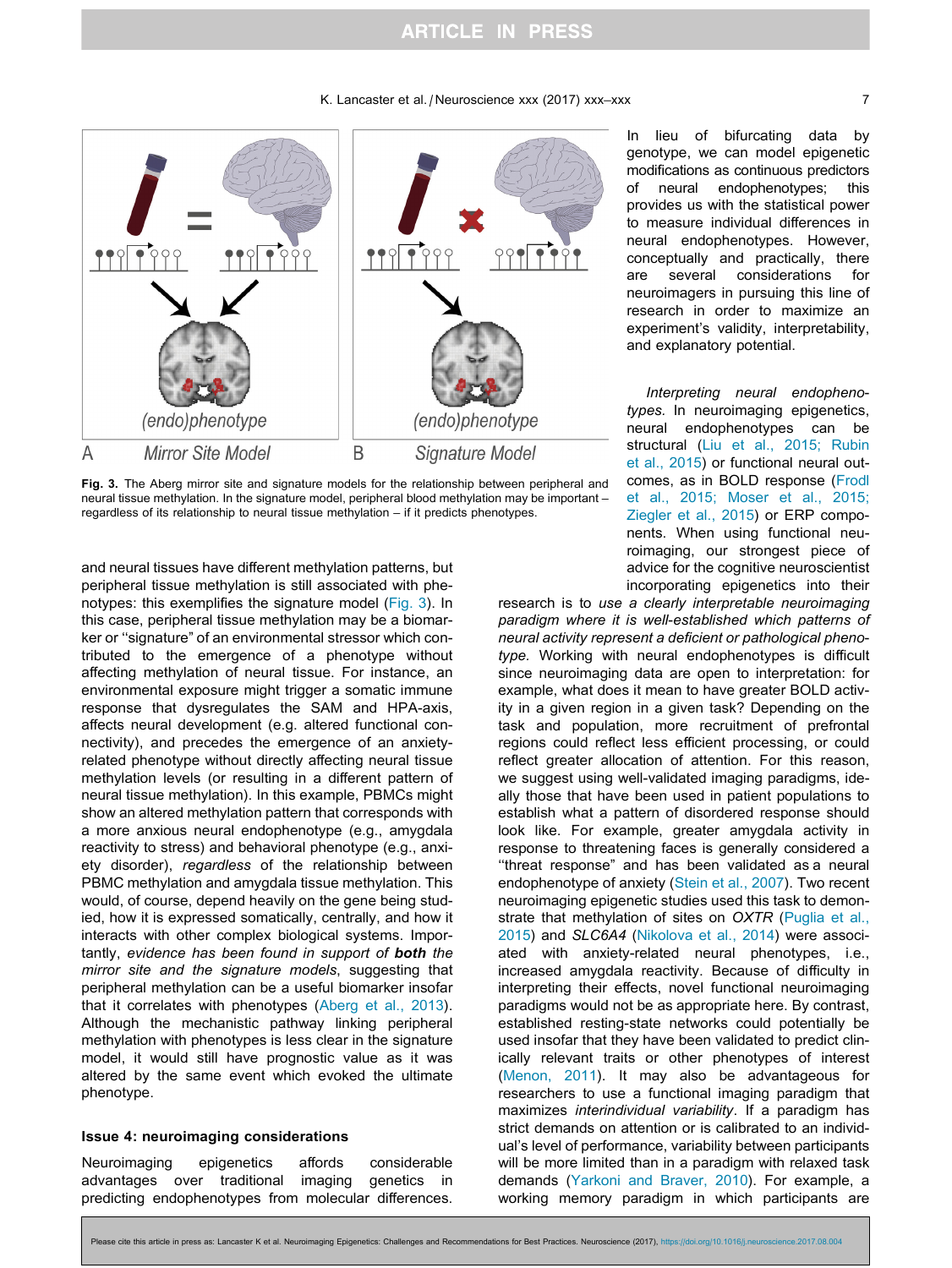Fig. 3. The Aberg mirror site and signature models for the relationship between peripheral and neural tissue methylation. In the signature model, peripheral blood methylation may be important – regardless of its relationship to neural tissue methylation – if it predicts phenotypes.

and neural tissues have different methylation patterns, but peripheral tissue methylation is still associated with phenotypes: this exemplifies the signature model (Fig. 3). In this case, peripheral tissue methylation may be a biomarker or ''signature'' of an environmental stressor which contributed to the emergence of a phenotype without affecting methylation of neural tissue. For instance, an environmental exposure might trigger a somatic immune response that dysregulates the SAM and HPA-axis, affects neural development (e.g. altered functional connectivity), and precedes the emergence of an anxiety-related phenotype without directly affecting neural tissue methylation levels (or resulting in a different pattern of neural tissue methylation). In this example, PBMCs might show an altered methylation pattern that corresponds with a more anxious neural endophenotype (e.g., amygdala reactivity to stress) and behavioral phenotype (e.g., anxiety disorder), *regardless* of the relationship between PBMC methylation and amygdala tissue methylation. This would, of course, depend heavily on the gene being studied, how it is expressed somatically, centrally, and how it interacts with other complex biological systems. Importantly, *evidence has been found in support of **both** the mirror site and the signature models*, suggesting that peripheral methylation can be a useful biomarker insofar that it correlates with phenotypes (Aberg et al., 2013). Although the mechanistic pathway linking peripheral methylation with phenotypes is less clear in the signature model, it would still have prognostic value as it was altered by the same event which evoked the ultimate phenotype.

## Issue 4: neuroimaging considerations

Neuroimaging epigenetics affords considerable advantages over traditional imaging genetics in predicting endophenotypes from molecular differences. In lieu of bifurcating data by genotype, we can model epigenetic modifications as continuous predictors of neural endophenotypes; this provides us with the statistical power to measure individual differences in neural endophenotypes. However, conceptually and practically, there are several considerations for neuroimagers in pursuing this line of research in order to maximize an experiment's validity, interpretability, and explanatory potential.

*Interpreting neural endophenotypes.* In neuroimaging epigenetics, neural endophenotypes can be structural (Liu et al., 2015; Rubin et al., 2015) or functional neural outcomes, as in BOLD response (Frodl et al., 2015; Moser et al., 2015; Ziegler et al., 2015) or ERP components. When using functional neuroimaging, our strongest piece of advice for the cognitive neuroscientist incorporating epigenetics into their research is to *use a clearly interpretable neuroimaging paradigm where it is well-established which patterns of neural activity represent a deficient or pathological phenotype.* Working with neural endophenotypes is difficult since neuroimaging data are open to interpretation: for example, what does it mean to have greater BOLD activity in a given region in a given task? Depending on the task and population, more recruitment of prefrontal regions could reflect less efficient processing, or could reflect greater allocation of attention. For this reason, we suggest using well-validated imaging paradigms, ideally those that have been used in patient populations to establish what a pattern of disordered response should look like. For example, greater amygdala activity in response to threatening faces is generally considered a ''threat response'' and has been validated as a neural endophenotype of anxiety (Stein et al., 2007). Two recent neuroimaging epigenetic studies used this task to demonstrate that methylation of sites on *OXTR* (Puglia et al., 2015) and *SLC6A4* (Nikolova et al., 2014) were associated with anxiety-related neural phenotypes, i.e., increased amygdala reactivity. Because of difficulty in interpreting their effects, novel functional neuroimaging paradigms would not be as appropriate here. By contrast, established resting-state networks could potentially be used insofar that they have been validated to predict clinically relevant traits or other phenotypes of interest (Menon, 2011). It may also be advantageous for researchers to use a functional imaging paradigm that maximizes *interindividual variability*. If a paradigm has strict demands on attention or is calibrated to an individual's level of performance, variability between participants will be more limited than in a paradigm with relaxed task demands (Yarkoni and Braver, 2010). For example, a working memory paradigm in which participants are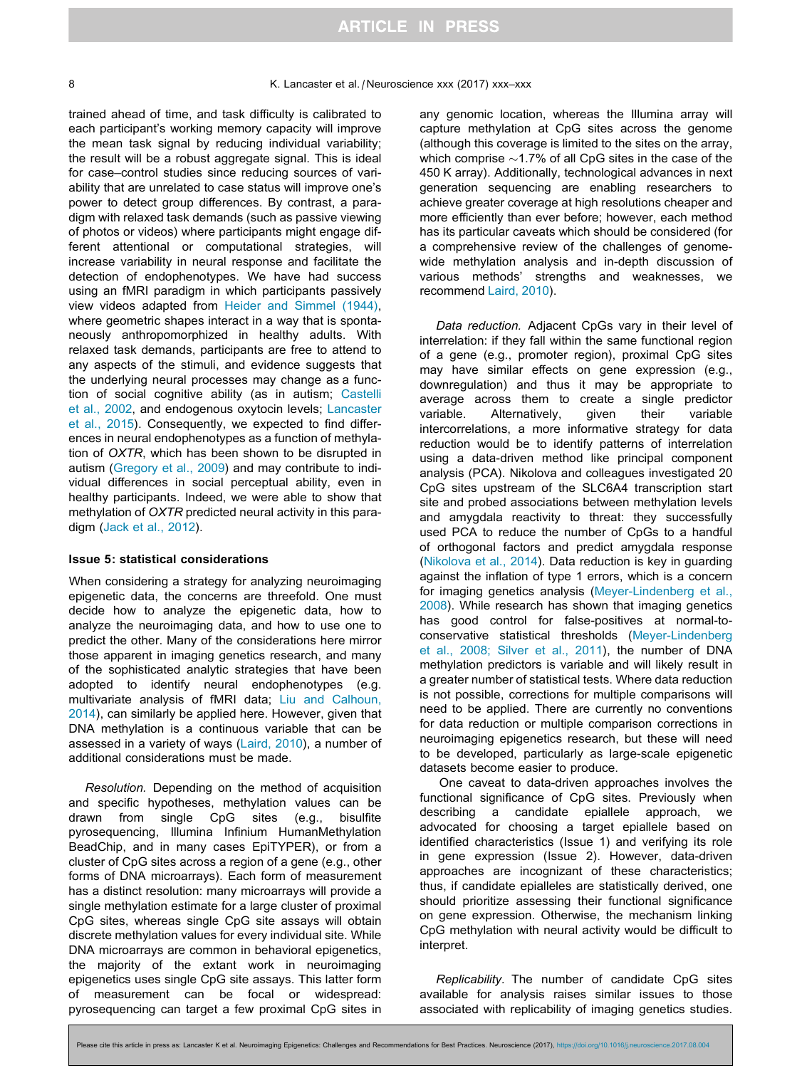trained ahead of time, and task difficulty is calibrated to each participant's working memory capacity will improve the mean task signal by reducing individual variability; the result will be a robust aggregate signal. This is ideal for case–control studies since reducing sources of variability that are unrelated to case status will improve one's power to detect group differences. By contrast, a paradigm with relaxed task demands (such as passive viewing of photos or videos) where participants might engage different attentional or computational strategies, will increase variability in neural response and facilitate the detection of endophenotypes. We have had success using an fMRI paradigm in which participants passively view videos adapted from Heider and Simmel (1944), where geometric shapes interact in a way that is spontaneously anthropomorphized in healthy adults. With relaxed task demands, participants are free to attend to any aspects of the stimuli, and evidence suggests that the underlying neural processes may change as a function of social cognitive ability (as in autism; Castelli et al., 2002, and endogenous oxytocin levels; Lancaster et al., 2015). Consequently, we expected to find differences in neural endophenotypes as a function of methylation of *OXTR*, which has been shown to be disrupted in autism (Gregory et al., 2009) and may contribute to individual differences in social perceptual ability, even in healthy participants. Indeed, we were able to show that methylation of *OXTR* predicted neural activity in this paradigm (Jack et al., 2012).

## Issue 5: statistical considerations

When considering a strategy for analyzing neuroimaging epigenetic data, the concerns are threefold. One must decide how to analyze the epigenetic data, how to analyze the neuroimaging data, and how to use one to predict the other. Many of the considerations here mirror those apparent in imaging genetics research, and many of the sophisticated analytic strategies that have been adopted to identify neural endophenotypes (e.g. multivariate analysis of fMRI data; Liu and Calhoun, 2014), can similarly be applied here. However, given that DNA methylation is a continuous variable that can be assessed in a variety of ways (Laird, 2010), a number of additional considerations must be made.

*Resolution.* Depending on the method of acquisition and specific hypotheses, methylation values can be drawn from single CpG sites (e.g., bisulfite pyrosequencing, Illumina Infinium HumanMethylation BeadChip, and in many cases EpiTYPER), or from a cluster of CpG sites across a region of a gene (e.g., other forms of DNA microarrays). Each form of measurement has a distinct resolution: many microarrays will provide a single methylation estimate for a large cluster of proximal CpG sites, whereas single CpG site assays will obtain discrete methylation values for every individual site. While DNA microarrays are common in behavioral epigenetics, the majority of the extant work in neuroimaging epigenetics uses single CpG site assays. This latter form of measurement can be focal or widespread: pyrosequencing can target a few proximal CpG sites in any genomic location, whereas the Illumina array will capture methylation at CpG sites across the genome (although this coverage is limited to the sites on the array, which comprise ~1.7% of all CpG sites in the case of the 450 K array). Additionally, technological advances in next generation sequencing are enabling researchers to achieve greater coverage at high resolutions cheaper and more efficiently than ever before; however, each method has its particular caveats which should be considered (for a comprehensive review of the challenges of genome-wide methylation analysis and in-depth discussion of various methods' strengths and weaknesses, we recommend Laird, 2010).

*Data reduction.* Adjacent CpGs vary in their level of interrelation: if they fall within the same functional region of a gene (e.g., promoter region), proximal CpG sites may have similar effects on gene expression (e.g., downregulation) and thus it may be appropriate to average across them to create a single predictor variable. Alternatively, given their variable intercorrelations, a more informative strategy for data reduction would be to identify patterns of interrelation using a data-driven method like principal component analysis (PCA). Nikolova and colleagues investigated 20 CpG sites upstream of the SLC6A4 transcription start site and probed associations between methylation levels and amygdala reactivity to threat: they successfully used PCA to reduce the number of CpGs to a handful of orthogonal factors and predict amygdala response (Nikolova et al., 2014). Data reduction is key in guarding against the inflation of type 1 errors, which is a concern for imaging genetics analysis (Meyer-Lindenberg et al., 2008). While research has shown that imaging genetics has good control for false-positives at normal-to-conservative statistical thresholds (Meyer-Lindenberg et al., 2008; Silver et al., 2011), the number of DNA methylation predictors is variable and will likely result in a greater number of statistical tests. Where data reduction is not possible, corrections for multiple comparisons will need to be applied. There are currently no conventions for data reduction or multiple comparison corrections in neuroimaging epigenetics research, but these will need to be developed, particularly as large-scale epigenetic datasets become easier to produce.

One caveat to data-driven approaches involves the functional significance of CpG sites. Previously when describing a candidate epiallele approach, we advocated for choosing a target epiallele based on identified characteristics (Issue 1) and verifying its role in gene expression (Issue 2). However, data-driven approaches are incognizant of these characteristics; thus, if candidate epialleles are statistically derived, one should prioritize assessing their functional significance on gene expression. Otherwise, the mechanism linking CpG methylation with neural activity would be difficult to interpret.

*Replicability.* The number of candidate CpG sites available for analysis raises similar issues to those associated with replicability of imaging genetics studies.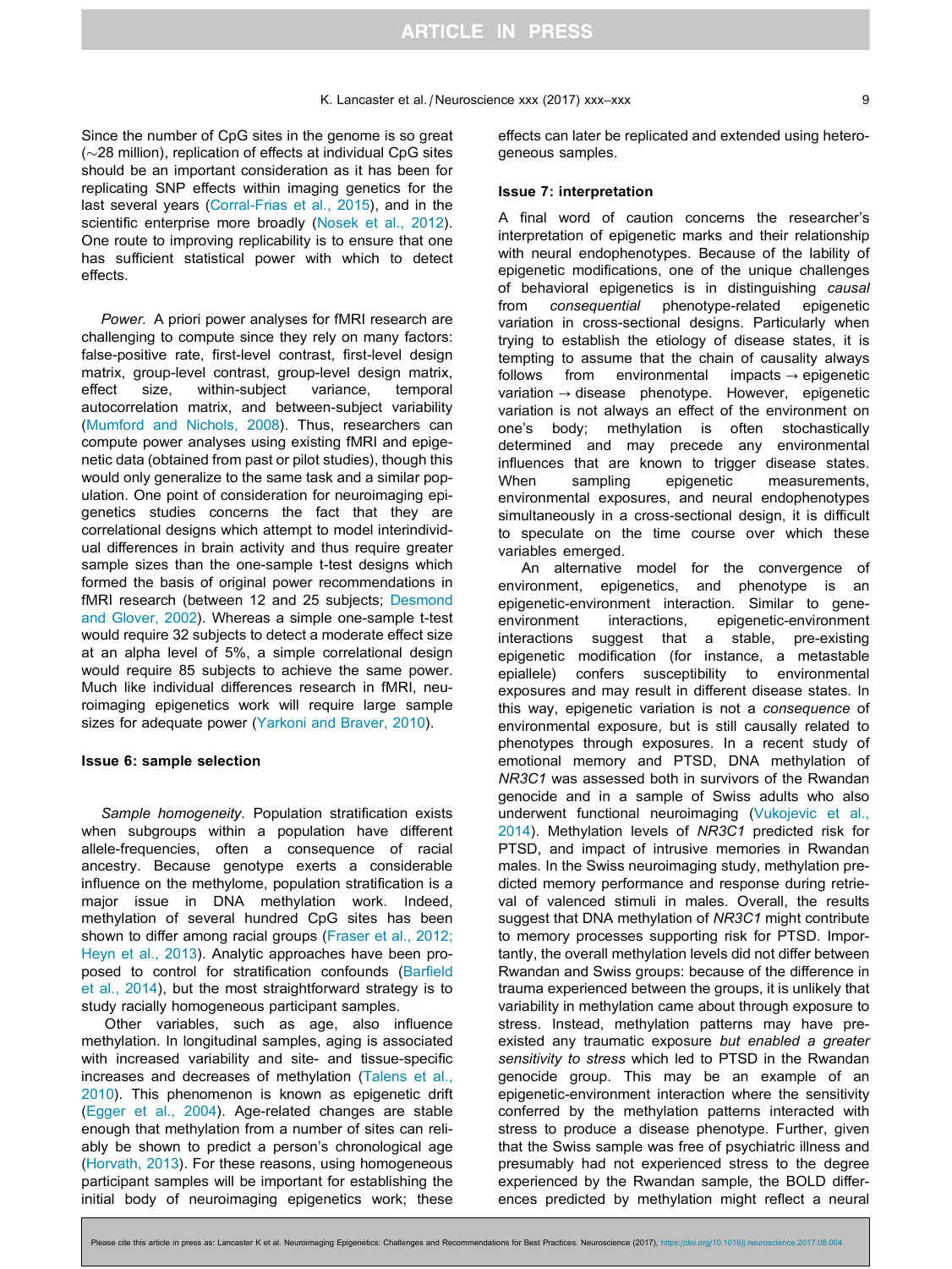Since the number of CpG sites in the genome is so great (∼28 million), replication of effects at individual CpG sites should be an important consideration as it has been for replicating SNP effects within imaging genetics for the last several years (Corral-Frias et al., 2015), and in the scientific enterprise more broadly (Nosek et al., 2012). One route to improving replicability is to ensure that one has sufficient statistical power with which to detect effects.

*Power.* A priori power analyses for fMRI research are challenging to compute since they rely on many factors: false-positive rate, first-level contrast, first-level design matrix, group-level contrast, group-level design matrix, effect size, within-subject variance, temporal autocorrelation matrix, and between-subject variability (Mumford and Nichols, 2008). Thus, researchers can compute power analyses using existing fMRI and epigenetic data (obtained from past or pilot studies), though this would only generalize to the same task and a similar population. One point of consideration for neuroimaging epigenetics studies concerns the fact that they are correlational designs which attempt to model interindividual differences in brain activity and thus require greater sample sizes than the one-sample t-test designs which formed the basis of original power recommendations in fMRI research (between 12 and 25 subjects; Desmond and Glover, 2002). Whereas a simple one-sample t-test would require 32 subjects to detect a moderate effect size at an alpha level of 5%, a simple correlational design would require 85 subjects to achieve the same power. Much like individual differences research in fMRI, neuroimaging epigenetics work will require large sample sizes for adequate power (Yarkoni and Braver, 2010).

## Issue 6: sample selection

*Sample homogeneity.* Population stratification exists when subgroups within a population have different allele-frequencies, often a consequence of racial ancestry. Because genotype exerts a considerable influence on the methylome, population stratification is a major issue in DNA methylation work. Indeed, methylation of several hundred CpG sites has been shown to differ among racial groups (Fraser et al., 2012; Heyn et al., 2013). Analytic approaches have been proposed to control for stratification confounds (Barfield et al., 2014), but the most straightforward strategy is to study racially homogeneous participant samples.

Other variables, such as age, also influence methylation. In longitudinal samples, aging is associated with increased variability and site- and tissue-specific increases and decreases of methylation (Talens et al., 2010). This phenomenon is known as epigenetic drift (Egger et al., 2004). Age-related changes are stable enough that methylation from a number of sites can reliably be shown to predict a person's chronological age (Horvath, 2013). For these reasons, using homogeneous participant samples will be important for establishing the initial body of neuroimaging epigenetics work; these effects can later be replicated and extended using heterogeneous samples.

## Issue 7: interpretation

A final word of caution concerns the researcher's interpretation of epigenetic marks and their relationship with neural endophenotypes. Because of the lability of epigenetic modifications, one of the unique challenges of behavioral epigenetics is in distinguishing *causal* from *consequential* phenotype-related epigenetic variation in cross-sectional designs. Particularly when trying to establish the etiology of disease states, it is tempting to assume that the chain of causality always follows from environmental impacts → epigenetic variation → disease phenotype. However, epigenetic variation is not always an effect of the environment on one's body; methylation is often stochastically determined and may precede any environmental influences that are known to trigger disease states. When sampling epigenetic measurements, environmental exposures, and neural endophenotypes simultaneously in a cross-sectional design, it is difficult to speculate on the time course over which these variables emerged.

An alternative model for the convergence of environment, epigenetics, and phenotype is an epigenetic-environment interaction. Similar to gene-environment interactions, epigenetic-environment interactions suggest that a stable, pre-existing epigenetic modification (for instance, a metastable epiallele) confers susceptibility to environmental exposures and may result in different disease states. In this way, epigenetic variation is not a *consequence* of environmental exposure, but is still causally related to phenotypes through exposures. In a recent study of emotional memory and PTSD, DNA methylation of *NR3C1* was assessed both in survivors of the Rwandan genocide and in a sample of Swiss adults who also underwent functional neuroimaging (Vukojevic et al., 2014). Methylation levels of *NR3C1* predicted risk for PTSD, and impact of intrusive memories in Rwandan males. In the Swiss neuroimaging study, methylation predicted memory performance and response during retrieval of valenced stimuli in males. Overall, the results suggest that DNA methylation of *NR3C1* might contribute to memory processes supporting risk for PTSD. Importantly, the overall methylation levels did not differ between Rwandan and Swiss groups: because of the difference in trauma experienced between the groups, it is unlikely that variability in methylation came about through exposure to stress. Instead, methylation patterns may have pre-existed any traumatic exposure *but enabled a greater sensitivity to stress* which led to PTSD in the Rwandan genocide group. This may be an example of an epigenetic-environment interaction where the sensitivity conferred by the methylation patterns interacted with stress to produce a disease phenotype. Further, given that the Swiss sample was free of psychiatric illness and presumably had not experienced stress to the degree experienced by the Rwandan sample, the BOLD differences predicted by methylation might reflect a neural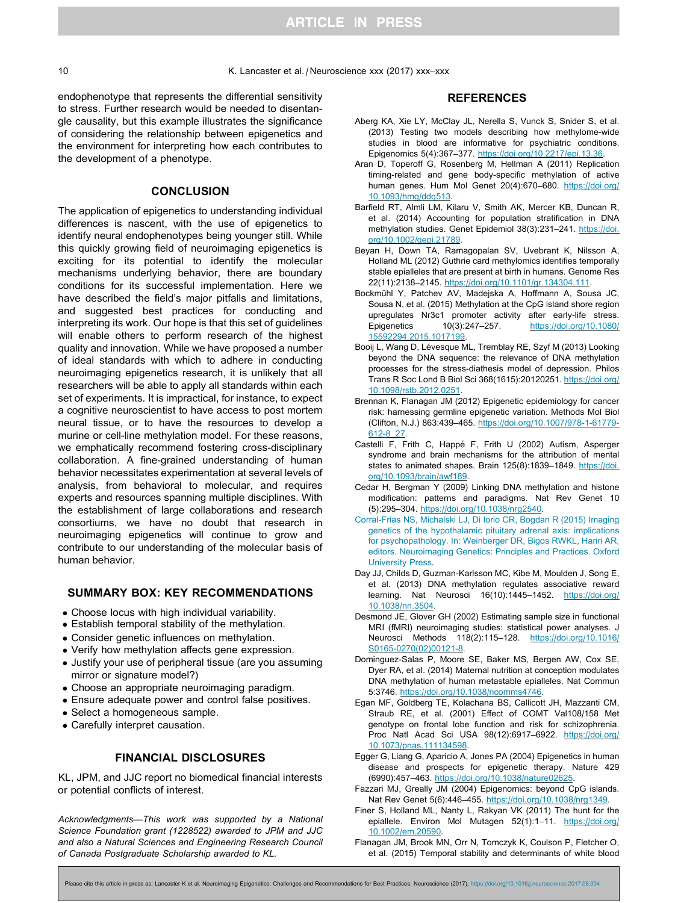endophenotype that represents the differential sensitivity to stress. Further research would be needed to disentangle causality, but this example illustrates the significance of considering the relationship between epigenetics and the environment for interpreting how each contributes to the development of a phenotype.

## CONCLUSION

The application of epigenetics to understanding individual differences is nascent, with the use of epigenetics to identify neural endophenotypes being younger still. While this quickly growing field of neuroimaging epigenetics is exciting for its potential to identify the molecular mechanisms underlying behavior, there are boundary conditions for its successful implementation. Here we have described the field's major pitfalls and limitations, and suggested best practices for conducting and interpreting its work. Our hope is that this set of guidelines will enable others to perform research of the highest quality and innovation. While we have proposed a number of ideal standards with which to adhere in conducting neuroimaging epigenetics research, it is unlikely that all researchers will be able to apply all standards within each set of experiments. It is impractical, for instance, to expect a cognitive neuroscientist to have access to post mortem neural tissue, or to have the resources to develop a murine or cell-line methylation model. For these reasons, we emphatically recommend fostering cross-disciplinary collaboration. A fine-grained understanding of human behavior necessitates experimentation at several levels of analysis, from behavioral to molecular, and requires experts and resources spanning multiple disciplines. With the establishment of large collaborations and research consortiums, we have no doubt that research in neuroimaging epigenetics will continue to grow and contribute to our understanding of the molecular basis of human behavior.

## SUMMARY BOX: KEY RECOMMENDATIONS

- Choose locus with high individual variability.
- Establish temporal stability of the methylation.
- Consider genetic influences on methylation.
- Verify how methylation affects gene expression.
- Justify your use of peripheral tissue (are you assuming mirror or signature model?)
- Choose an appropriate neuroimaging paradigm.
- Ensure adequate power and control false positives.
- Select a homogeneous sample.
- Carefully interpret causation.

## FINANCIAL DISCLOSURES

KL, JPM, and JJC report no biomedical financial interests or potential conflicts of interest.

*Acknowledgments—This work was supported by a National Science Foundation grant (1228522) awarded to JPM and JJC and also a Natural Sciences and Engineering Research Council of Canada Postgraduate Scholarship awarded to KL.*

## REFERENCES

Aberg KA, Xie LY, McClay JL, Nerella S, Vunck S, Snider S, et al. (2013) Testing two models describing how methylome-wide studies in blood are informative for psychiatric conditions. Epigenomics 5(4):367–377. https://doi.org/10.2217/epi.13.36.

Aran D, Toperoff G, Rosenberg M, Hellman A (2011) Replication timing-related and gene body-specific methylation of active human genes. Hum Mol Genet 20(4):670–680. https://doi.org/10.1093/hmg/ddq513.

Barfield RT, Almli LM, Kilaru V, Smith AK, Mercer KB, Duncan R, et al. (2014) Accounting for population stratification in DNA methylation studies. Genet Epidemiol 38(3):231–241. https://doi.org/10.1002/gepi.21789.

Beyan H, Down TA, Ramagopalan SV, Uvebrant K, Nilsson A, Holland ML (2012) Guthrie card methylomics identifies temporally stable epialleles that are present at birth in humans. Genome Res 22(11):2138–2145. https://doi.org/10.1101/gr.134304.111.

Bockmühl Y, Patchev AV, Madejska A, Hoffmann A, Sousa JC, Sousa N, et al. (2015) Methylation at the CpG island shore region upregulates Nr3c1 promoter activity after early-life stress. Epigenetics 10(3):247–257. https://doi.org/10.1080/15592294.2015.1017199.

Booij L, Wang D, Lévesque ML, Tremblay RE, Szyf M (2013) Looking beyond the DNA sequence: the relevance of DNA methylation processes for the stress-diathesis model of depression. Philos Trans R Soc Lond B Biol Sci 368(1615):20120251. https://doi.org/10.1098/rstb.2012.0251.

Brennan K, Flanagan JM (2012) Epigenetic epidemiology for cancer risk: harnessing germline epigenetic variation. Methods Mol Biol (Clifton, N.J.) 863:439–465. https://doi.org/10.1007/978-1-61779-612-8_27.

Castelli F, Frith C, Happé F, Frith U (2002) Autism, Asperger syndrome and brain mechanisms for the attribution of mental states to animated shapes. Brain 125(8):1839–1849. https://doi.org/10.1093/brain/awf189.

Cedar H, Bergman Y (2009) Linking DNA methylation and histone modification: patterns and paradigms. Nat Rev Genet 10 (5):295–304. https://doi.org/10.1038/nrg2540.

Corral-Frias NS, Michalski LJ, Di Iorio CR, Bogdan R (2015) Imaging genetics of the hypothalamic pituitary adrenal axis: implications for psychopathology. In: Weinberger DR, Bigos RWKL, Hariri AR, editors. Neuroimaging Genetics: Principles and Practices. Oxford University Press.

Day JJ, Childs D, Guzman-Karlsson MC, Kibe M, Moulden J, Song E, et al. (2013) DNA methylation regulates associative reward learning. Nat Neurosci 16(10):1445–1452. https://doi.org/10.1038/nn.3504.

Desmond JE, Glover GH (2002) Estimating sample size in functional MRI (fMRI) neuroimaging studies: statistical power analyses. J Neurosci Methods 118(2):115–128. https://doi.org/10.1016/S0165-0270(02)00121-8.

Dominguez-Salas P, Moore SE, Baker MS, Bergen AW, Cox SE, Dyer RA, et al. (2014) Maternal nutrition at conception modulates DNA methylation of human metastable epialleles. Nat Commun 5:3746. https://doi.org/10.1038/ncomms4746.

Egan MF, Goldberg TE, Kolachana BS, Callicott JH, Mazzanti CM, Straub RE, et al. (2001) Effect of COMT Val108/158 Met genotype on frontal lobe function and risk for schizophrenia. Proc Natl Acad Sci USA 98(12):6917–6922. https://doi.org/10.1073/pnas.111134598.

Egger G, Liang G, Aparicio A, Jones PA (2004) Epigenetics in human disease and prospects for epigenetic therapy. Nature 429 (6990):457–463. https://doi.org/10.1038/nature02625.

Fazzari MJ, Greally JM (2004) Epigenomics: beyond CpG islands. Nat Rev Genet 5(6):446–455. https://doi.org/10.1038/nrg1349.

Finer S, Holland ML, Nanty L, Rakyan VK (2011) The hunt for the epiallele. Environ Mol Mutagen 52(1):1–11. https://doi.org/10.1002/em.20590.

Flanagan JM, Brook MN, Orr N, Tomczyk K, Coulson P, Fletcher O, et al. (2015) Temporal stability and determinants of white blood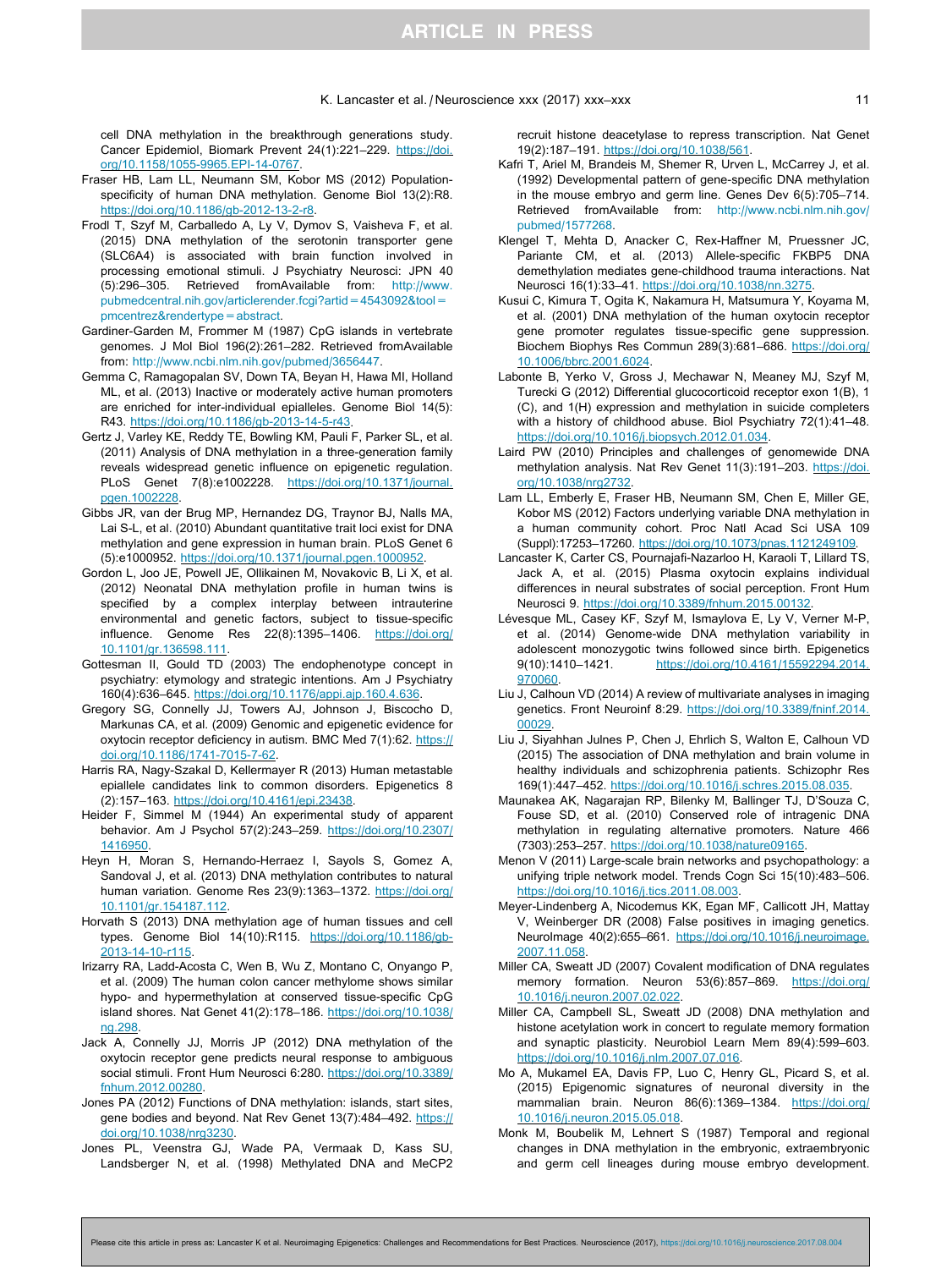cell DNA methylation in the breakthrough generations study. Cancer Epidemiol, Biomark Prevent 24(1):221–229. https://doi.org/10.1158/1055-9965.EPI-14-0767.

Fraser HB, Lam LL, Neumann SM, Kobor MS (2012) Population-specificity of human DNA methylation. Genome Biol 13(2):R8. https://doi.org/10.1186/gb-2012-13-2-r8.

Frodl T, Szyf M, Carballedo A, Ly V, Dymov S, Vaisheva F, et al. (2015) DNA methylation of the serotonin transporter gene (SLC6A4) is associated with brain function involved in processing emotional stimuli. J Psychiatry Neurosci: JPN 40 (5):296–305. Retrieved fromAvailable from: http://www.pubmedcentral.nih.gov/articlerender.fcgi?artid=4543092&tool=pmcentrez&rendertype=abstract.

Gardiner-Garden M, Frommer M (1987) CpG islands in vertebrate genomes. J Mol Biol 196(2):261–282. Retrieved fromAvailable from: http://www.ncbi.nlm.nih.gov/pubmed/3656447.

Gemma C, Ramagopalan SV, Down TA, Beyan H, Hawa MI, Holland ML, et al. (2013) Inactive or moderately active human promoters are enriched for inter-individual epialleles. Genome Biol 14(5):R43. https://doi.org/10.1186/gb-2013-14-5-r43.

Gertz J, Varley KE, Reddy TE, Bowling KM, Pauli F, Parker SL, et al. (2011) Analysis of DNA methylation in a three-generation family reveals widespread genetic influence on epigenetic regulation. PLoS Genet 7(8):e1002228. https://doi.org/10.1371/journal.pgen.1002228.

Gibbs JR, van der Brug MP, Hernandez DG, Traynor BJ, Nalls MA, Lai S-L, et al. (2010) Abundant quantitative trait loci exist for DNA methylation and gene expression in human brain. PLoS Genet 6 (5):e1000952. https://doi.org/10.1371/journal.pgen.1000952.

Gordon L, Joo JE, Powell JE, Ollikainen M, Novakovic B, Li X, et al. (2012) Neonatal DNA methylation profile in human twins is specified by a complex interplay between intrauterine environmental and genetic factors, subject to tissue-specific influence. Genome Res 22(8):1395–1406. https://doi.org/10.1101/gr.136598.111.

Gottesman II, Gould TD (2003) The endophenotype concept in psychiatry: etymology and strategic intentions. Am J Psychiatry 160(4):636–645. https://doi.org/10.1176/appi.ajp.160.4.636.

Gregory SG, Connelly JJ, Towers AJ, Johnson J, Biscocho D, Markunas CA, et al. (2009) Genomic and epigenetic evidence for oxytocin receptor deficiency in autism. BMC Med 7(1):62. https://doi.org/10.1186/1741-7015-7-62.

Harris RA, Nagy-Szakal D, Kellermayer R (2013) Human metastable epiallele candidates link to common disorders. Epigenetics 8 (2):157–163. https://doi.org/10.4161/epi.23438.

Heider F, Simmel M (1944) An experimental study of apparent behavior. Am J Psychol 57(2):243–259. https://doi.org/10.2307/1416950.

Heyn H, Moran S, Hernando-Herraez I, Sayols S, Gomez A, Sandoval J, et al. (2013) DNA methylation contributes to natural human variation. Genome Res 23(9):1363–1372. https://doi.org/10.1101/gr.154187.112.

Horvath S (2013) DNA methylation age of human tissues and cell types. Genome Biol 14(10):R115. https://doi.org/10.1186/gb-2013-14-10-r115.

Irizarry RA, Ladd-Acosta C, Wen B, Wu Z, Montano C, Onyango P, et al. (2009) The human colon cancer methylome shows similar hypo- and hypermethylation at conserved tissue-specific CpG island shores. Nat Genet 41(2):178–186. https://doi.org/10.1038/ng.298.

Jack A, Connelly JJ, Morris JP (2012) DNA methylation of the oxytocin receptor gene predicts neural response to ambiguous social stimuli. Front Hum Neurosci 6:280. https://doi.org/10.3389/fnhum.2012.00280.

Jones PA (2012) Functions of DNA methylation: islands, start sites, gene bodies and beyond. Nat Rev Genet 13(7):484–492. https://doi.org/10.1038/nrg3230.

Jones PL, Veenstra GJ, Wade PA, Vermaak D, Kass SU, Landsberger N, et al. (1998) Methylated DNA and MeCP2 recruit histone deacetylase to repress transcription. Nat Genet 19(2):187–191. https://doi.org/10.1038/561.

Kafri T, Ariel M, Brandeis M, Shemer R, Urven L, McCarrey J, et al. (1992) Developmental pattern of gene-specific DNA methylation in the mouse embryo and germ line. Genes Dev 6(5):705–714. Retrieved fromAvailable from: http://www.ncbi.nlm.nih.gov/pubmed/1577268.

Klengel T, Mehta D, Anacker C, Rex-Haffner M, Pruessner JC, Pariante CM, et al. (2013) Allele-specific FKBP5 DNA demethylation mediates gene-childhood trauma interactions. Nat Neurosci 16(1):33–41. https://doi.org/10.1038/nn.3275.

Kusui C, Kimura T, Ogita K, Nakamura H, Matsumura Y, Koyama M, et al. (2001) DNA methylation of the human oxytocin receptor gene promoter regulates tissue-specific gene suppression. Biochem Biophys Res Commun 289(3):681–686. https://doi.org/10.1006/bbrc.2001.6024.

Labonte B, Yerko V, Gross J, Mechawar N, Meaney MJ, Szyf M, Turecki G (2012) Differential glucocorticoid receptor exon 1(B), 1 (C), and 1(H) expression and methylation in suicide completers with a history of childhood abuse. Biol Psychiatry 72(1):41–48. https://doi.org/10.1016/j.biopsych.2012.01.034.

Laird PW (2010) Principles and challenges of genomewide DNA methylation analysis. Nat Rev Genet 11(3):191–203. https://doi.org/10.1038/nrg2732.

Lam LL, Emberly E, Fraser HB, Neumann SM, Chen E, Miller GE, Kobor MS (2012) Factors underlying variable DNA methylation in a human community cohort. Proc Natl Acad Sci USA 109 (Suppl):17253–17260. https://doi.org/10.1073/pnas.1121249109.

Lancaster K, Carter CS, Pournajafi-Nazarloo H, Karaoli T, Lillard TS, Jack A, et al. (2015) Plasma oxytocin explains individual differences in neural substrates of social perception. Front Hum Neurosci 9. https://doi.org/10.3389/fnhum.2015.00132.

Lévesque ML, Casey KF, Szyf M, Ismaylova E, Ly V, Verner M-P, et al. (2014) Genome-wide DNA methylation variability in adolescent monozygotic twins followed since birth. Epigenetics 9(10):1410–1421. https://doi.org/10.4161/15592294.2014.970060.

Liu J, Calhoun VD (2014) A review of multivariate analyses in imaging genetics. Front Neuroinf 8:29. https://doi.org/10.3389/fninf.2014.00029.

Liu J, Siyahhan Julnes P, Chen J, Ehrlich S, Walton E, Calhoun VD (2015) The association of DNA methylation and brain volume in healthy individuals and schizophrenia patients. Schizophr Res 169(1):447–452. https://doi.org/10.1016/j.schres.2015.08.035.

Maunakea AK, Nagarajan RP, Bilenky M, Ballinger TJ, D'Souza C, Fouse SD, et al. (2010) Conserved role of intragenic DNA methylation in regulating alternative promoters. Nature 466 (7303):253–257. https://doi.org/10.1038/nature09165.

Menon V (2011) Large-scale brain networks and psychopathology: a unifying triple network model. Trends Cogn Sci 15(10):483–506. https://doi.org/10.1016/j.tics.2011.08.003.

Meyer-Lindenberg A, Nicodemus KK, Egan MF, Callicott JH, Mattay V, Weinberger DR (2008) False positives in imaging genetics. NeuroImage 40(2):655–661. https://doi.org/10.1016/j.neuroimage.2007.11.058.

Miller CA, Sweatt JD (2007) Covalent modification of DNA regulates memory formation. Neuron 53(6):857–869. https://doi.org/10.1016/j.neuron.2007.02.022.

Miller CA, Campbell SL, Sweatt JD (2008) DNA methylation and histone acetylation work in concert to regulate memory formation and synaptic plasticity. Neurobiol Learn Mem 89(4):599–603. https://doi.org/10.1016/j.nlm.2007.07.016.

Mo A, Mukamel EA, Davis FP, Luo C, Henry GL, Picard S, et al. (2015) Epigenomic signatures of neuronal diversity in the mammalian brain. Neuron 86(6):1369–1384. https://doi.org/10.1016/j.neuron.2015.05.018.

Monk M, Boubelik M, Lehnert S (1987) Temporal and regional changes in DNA methylation in the embryonic, extraembryonic and germ cell lineages during mouse embryo development.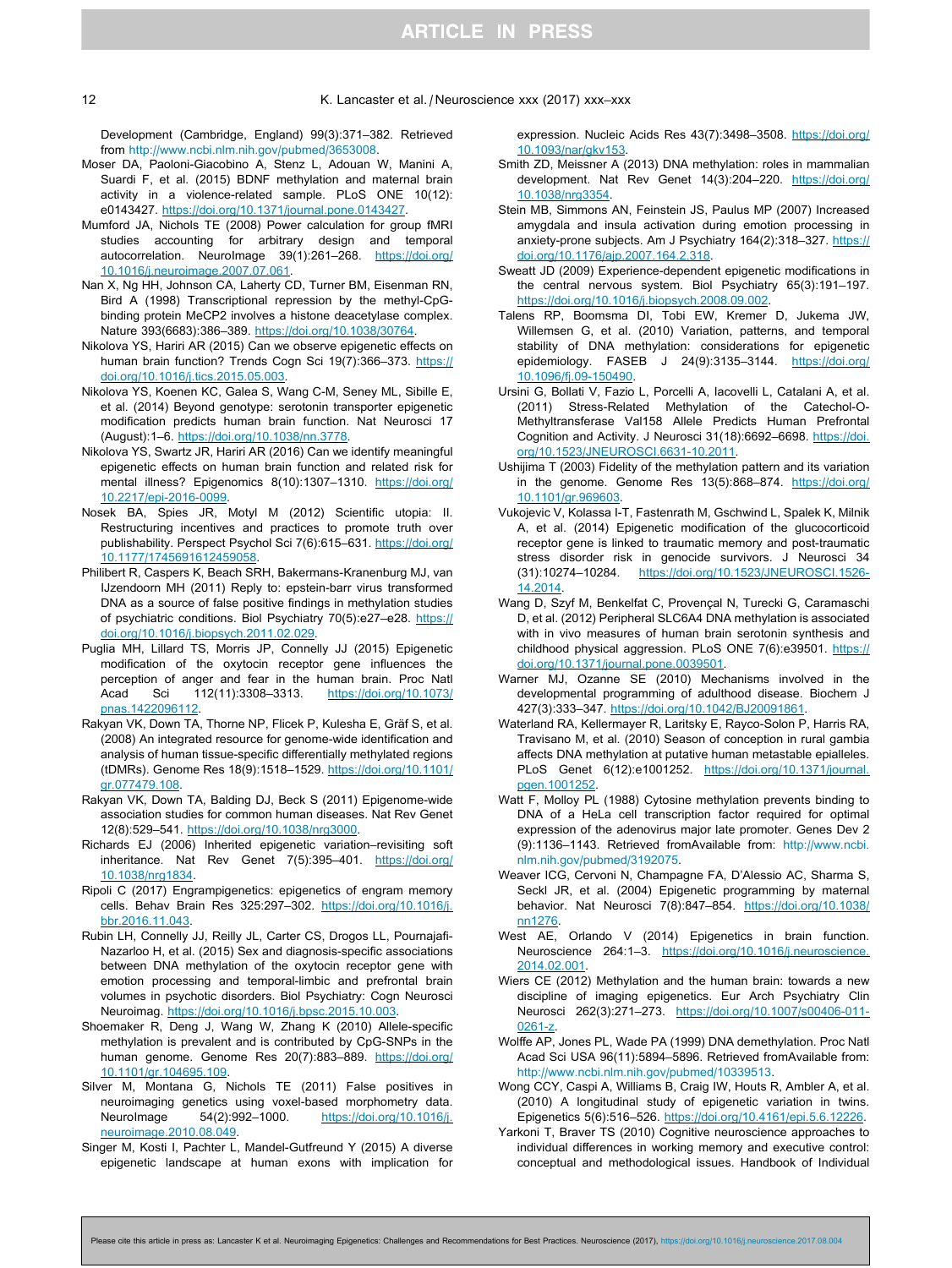Development (Cambridge, England) 99(3):371–382. Retrieved from http://www.ncbi.nlm.nih.gov/pubmed/3653008.

Moser DA, Paoloni-Giacobino A, Stenz L, Adouan W, Manini A, Suardi F, et al. (2015) BDNF methylation and maternal brain activity in a violence-related sample. PLoS ONE 10(12): e0143427. https://doi.org/10.1371/journal.pone.0143427.

Mumford JA, Nichols TE (2008) Power calculation for group fMRI studies accounting for arbitrary design and temporal autocorrelation. NeuroImage 39(1):261–268. https://doi.org/10.1016/j.neuroimage.2007.07.061.

Nan X, Ng HH, Johnson CA, Laherty CD, Turner BM, Eisenman RN, Bird A (1998) Transcriptional repression by the methyl-CpG-binding protein MeCP2 involves a histone deacetylase complex. Nature 393(6683):386–389. https://doi.org/10.1038/30764.

Nikolova YS, Hariri AR (2015) Can we observe epigenetic effects on human brain function? Trends Cogn Sci 19(7):366–373. https://doi.org/10.1016/j.tics.2015.05.003.

Nikolova YS, Koenen KC, Galea S, Wang C-M, Seney ML, Sibille E, et al. (2014) Beyond genotype: serotonin transporter epigenetic modification predicts human brain function. Nat Neurosci 17 (August):1–6. https://doi.org/10.1038/nn.3778.

Nikolova YS, Swartz JR, Hariri AR (2016) Can we identify meaningful epigenetic effects on human brain function and related risk for mental illness? Epigenomics 8(10):1307–1310. https://doi.org/10.2217/epi-2016-0099.

Nosek BA, Spies JR, Motyl M (2012) Scientific utopia: II. Restructuring incentives and practices to promote truth over publishability. Perspect Psychol Sci 7(6):615–631. https://doi.org/10.1177/1745691612459058.

Philibert R, Caspers K, Beach SRH, Bakermans-Kranenburg MJ, van IJzendoorn MH (2011) Reply to: epstein-barr virus transformed DNA as a source of false positive findings in methylation studies of psychiatric conditions. Biol Psychiatry 70(5):e27–e28. https://doi.org/10.1016/j.biopsych.2011.02.029.

Puglia MH, Lillard TS, Morris JP, Connelly JJ (2015) Epigenetic modification of the oxytocin receptor gene influences the perception of anger and fear in the human brain. Proc Natl Acad Sci 112(11):3308–3313. https://doi.org/10.1073/pnas.1422096112.

Rakyan VK, Down TA, Thorne NP, Flicek P, Kulesha E, Gräf S, et al. (2008) An integrated resource for genome-wide identification and analysis of human tissue-specific differentially methylated regions (tDMRs). Genome Res 18(9):1518–1529. https://doi.org/10.1101/gr.077479.108.

Rakyan VK, Down TA, Balding DJ, Beck S (2011) Epigenome-wide association studies for common human diseases. Nat Rev Genet 12(8):529–541. https://doi.org/10.1038/nrg3000.

Richards EJ (2006) Inherited epigenetic variation–revisiting soft inheritance. Nat Rev Genet 7(5):395–401. https://doi.org/10.1038/nrg1834.

Ripoli C (2017) Engrampigenetics: epigenetics of engram memory cells. Behav Brain Res 325:297–302. https://doi.org/10.1016/j.bbr.2016.11.043.

Rubin LH, Connelly JJ, Reilly JL, Carter CS, Drogos LL, Pournajafi-Nazarloo H, et al. (2015) Sex and diagnosis-specific associations between DNA methylation of the oxytocin receptor gene with emotion processing and temporal-limbic and prefrontal brain volumes in psychotic disorders. Biol Psychiatry: Cogn Neurosci Neuroimag. https://doi.org/10.1016/j.bpsc.2015.10.003.

Shoemaker R, Deng J, Wang W, Zhang K (2010) Allele-specific methylation is prevalent and is contributed by CpG-SNPs in the human genome. Genome Res 20(7):883–889. https://doi.org/10.1101/gr.104695.109.

Silver M, Montana G, Nichols TE (2011) False positives in neuroimaging genetics using voxel-based morphometry data. NeuroImage 54(2):992–1000. https://doi.org/10.1016/j.neuroimage.2010.08.049.

Singer M, Kosti I, Pachter L, Mandel-Gutfreund Y (2015) A diverse epigenetic landscape at human exons with implication for expression. Nucleic Acids Res 43(7):3498–3508. https://doi.org/10.1093/nar/gkv153.

Smith ZD, Meissner A (2013) DNA methylation: roles in mammalian development. Nat Rev Genet 14(3):204–220. https://doi.org/10.1038/nrg3354.

Stein MB, Simmons AN, Feinstein JS, Paulus MP (2007) Increased amygdala and insula activation during emotion processing in anxiety-prone subjects. Am J Psychiatry 164(2):318–327. https://doi.org/10.1176/ajp.2007.164.2.318.

Sweatt JD (2009) Experience-dependent epigenetic modifications in the central nervous system. Biol Psychiatry 65(3):191–197. https://doi.org/10.1016/j.biopsych.2008.09.002.

Talens RP, Boomsma DI, Tobi EW, Kremer D, Jukema JW, Willemsen G, et al. (2010) Variation, patterns, and temporal stability of DNA methylation: considerations for epigenetic epidemiology. FASEB J 24(9):3135–3144. https://doi.org/10.1096/fj.09-150490.

Ursini G, Bollati V, Fazio L, Porcelli A, Iacovelli L, Catalani A, et al. (2011) Stress-Related Methylation of the Catechol-O-Methyltransferase Val158 Allele Predicts Human Prefrontal Cognition and Activity. J Neurosci 31(18):6692–6698. https://doi.org/10.1523/JNEUROSCI.6631-10.2011.

Ushijima T (2003) Fidelity of the methylation pattern and its variation in the genome. Genome Res 13(5):868–874. https://doi.org/10.1101/gr.969603.

Vukojevic V, Kolassa I-T, Fastenrath M, Gschwind L, Spalek K, Milnik A, et al. (2014) Epigenetic modification of the glucocorticoid receptor gene is linked to traumatic memory and post-traumatic stress disorder risk in genocide survivors. J Neurosci 34 (31):10274–10284. https://doi.org/10.1523/JNEUROSCI.1526-14.2014.

Wang D, Szyf M, Benkelfat C, Provençal N, Turecki G, Caramaschi D, et al. (2012) Peripheral SLC6A4 DNA methylation is associated with in vivo measures of human brain serotonin synthesis and childhood physical aggression. PLoS ONE 7(6):e39501. https://doi.org/10.1371/journal.pone.0039501.

Warner MJ, Ozanne SE (2010) Mechanisms involved in the developmental programming of adulthood disease. Biochem J 427(3):333–347. https://doi.org/10.1042/BJ20091861.

Waterland RA, Kellermayer R, Laritsky E, Rayco-Solon P, Harris RA, Travisano M, et al. (2010) Season of conception in rural gambia affects DNA methylation at putative human metastable epialleles. PLoS Genet 6(12):e1001252. https://doi.org/10.1371/journal.pgen.1001252.

Watt F, Molloy PL (1988) Cytosine methylation prevents binding to DNA of a HeLa cell transcription factor required for optimal expression of the adenovirus major late promoter. Genes Dev 2 (9):1136–1143. Retrieved fromAvailable from: http://www.ncbi.nlm.nih.gov/pubmed/3192075.

Weaver ICG, Cervoni N, Champagne FA, D'Alessio AC, Sharma S, Seckl JR, et al. (2004) Epigenetic programming by maternal behavior. Nat Neurosci 7(8):847–854. https://doi.org/10.1038/nn1276.

West AE, Orlando V (2014) Epigenetics in brain function. Neuroscience 264:1–3. https://doi.org/10.1016/j.neuroscience.2014.02.001.

Wiers CE (2012) Methylation and the human brain: towards a new discipline of imaging epigenetics. Eur Arch Psychiatry Clin Neurosci 262(3):271–273. https://doi.org/10.1007/s00406-011-0261-z.

Wolffe AP, Jones PL, Wade PA (1999) DNA demethylation. Proc Natl Acad Sci USA 96(11):5894–5896. Retrieved fromAvailable from: http://www.ncbi.nlm.nih.gov/pubmed/10339513.

Wong CCY, Caspi A, Williams B, Craig IW, Houts R, Ambler A, et al. (2010) A longitudinal study of epigenetic variation in twins. Epigenetics 5(6):516–526. https://doi.org/10.4161/epi.5.6.12226.

Yarkoni T, Braver TS (2010) Cognitive neuroscience approaches to individual differences in working memory and executive control: conceptual and methodological issues. Handbook of Individual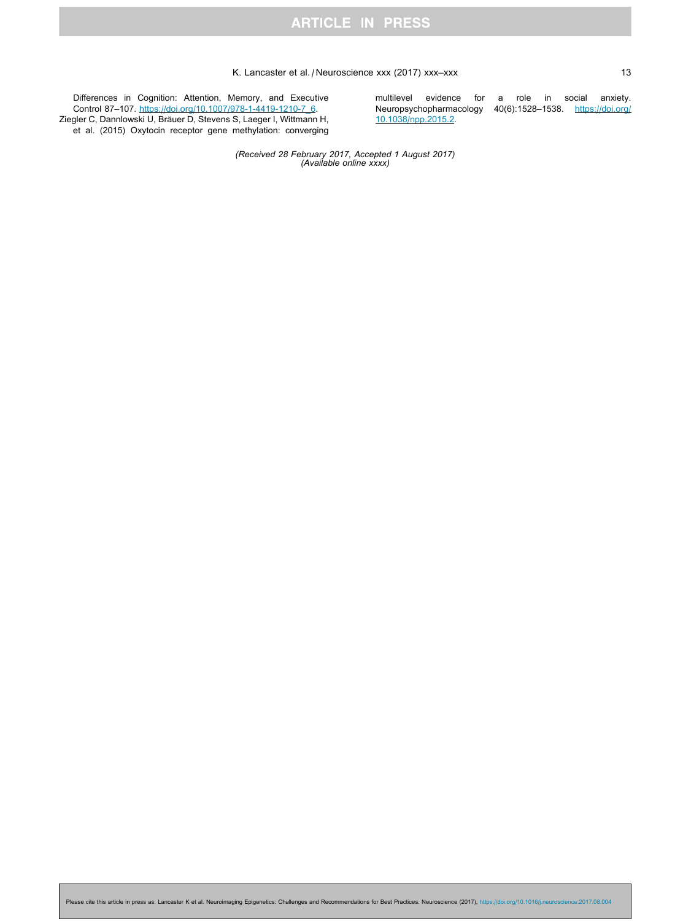Differences in Cognition: Attention, Memory, and Executive Control 87–107. https://doi.org/10.1007/978-1-4419-1210-7_6.

Ziegler C, Dannlowski U, Bräuer D, Stevens S, Laeger I, Wittmann H, et al. (2015) Oxytocin receptor gene methylation: converging multilevel evidence for a role in social anxiety. Neuropsychopharmacology 40(6):1528–1538. https://doi.org/10.1038/npp.2015.2.

*(Received 28 February 2017, Accepted 1 August 2017)*
*(Available online xxxx)*